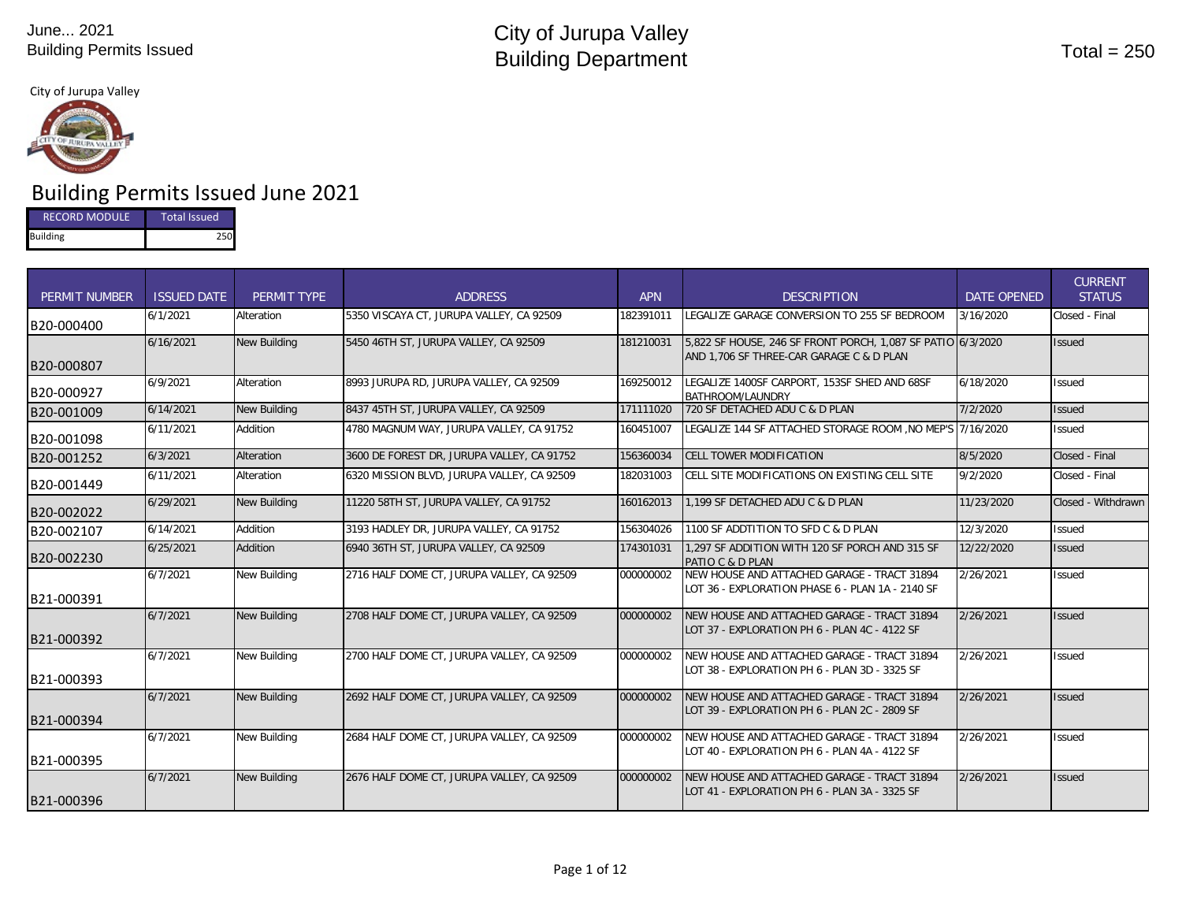June... 2021
Building Permits Issued

# City of Jurupa Valley
# Building Department

Total = 250

City of Jurupa Valley

## Building Permits Issued June 2021

| RECORD MODULE | Total Issued |
|---|---|
| Building | 250 |

| PERMIT NUMBER | ISSUED DATE | PERMIT TYPE | ADDRESS | APN | DESCRIPTION | DATE OPENED | CURRENT STATUS |
|---|---|---|---|---|---|---|---|
| B20-000400 | 6/1/2021 | Alteration | 5350 VISCAYA CT, JURUPA VALLEY, CA 92509 | 182391011 | LEGALIZE GARAGE CONVERSION TO 255 SF BEDROOM | 3/16/2020 | Closed - Final |
| B20-000807 | 6/16/2021 | New Building | 5450 46TH ST, JURUPA VALLEY, CA 92509 | 181210031 | 5,822 SF HOUSE, 246 SF FRONT PORCH, 1,087 SF PATIO AND 1,706 SF THREE-CAR GARAGE C & D PLAN | 6/3/2020 | Issued |
| B20-000927 | 6/9/2021 | Alteration | 8993 JURUPA RD, JURUPA VALLEY, CA 92509 | 169250012 | LEGALIZE 1400SF CARPORT, 153SF SHED AND 68SF BATHROOM/LAUNDRY | 6/18/2020 | Issued |
| B20-001009 | 6/14/2021 | New Building | 8437 45TH ST, JURUPA VALLEY, CA 92509 | 171111020 | 720 SF DETACHED ADU C & D PLAN | 7/2/2020 | Issued |
| B20-001098 | 6/11/2021 | Addition | 4780 MAGNUM WAY, JURUPA VALLEY, CA 91752 | 160451007 | LEGALIZE 144 SF ATTACHED STORAGE ROOM ,NO MEP'S | 7/16/2020 | Issued |
| B20-001252 | 6/3/2021 | Alteration | 3600 DE FOREST DR, JURUPA VALLEY, CA 91752 | 156360034 | CELL TOWER MODIFICATION | 8/5/2020 | Closed - Final |
| B20-001449 | 6/11/2021 | Alteration | 6320 MISSION BLVD, JURUPA VALLEY, CA 92509 | 182031003 | CELL SITE MODIFICATIONS ON EXISTING CELL SITE | 9/2/2020 | Closed - Final |
| B20-002022 | 6/29/2021 | New Building | 11220 58TH ST, JURUPA VALLEY, CA 91752 | 160162013 | 1,199 SF DETACHED ADU C & D PLAN | 11/23/2020 | Closed - Withdrawn |
| B20-002107 | 6/14/2021 | Addition | 3193 HADLEY DR, JURUPA VALLEY, CA 91752 | 156304026 | 1100 SF ADDTITION TO SFD C & D PLAN | 12/3/2020 | Issued |
| B20-002230 | 6/25/2021 | Addition | 6940 36TH ST, JURUPA VALLEY, CA 92509 | 174301031 | 1,297 SF ADDITION WITH 120 SF PORCH AND 315 SF PATIO C & D PLAN | 12/22/2020 | Issued |
| B21-000391 | 6/7/2021 | New Building | 2716 HALF DOME CT, JURUPA VALLEY, CA 92509 | 000000002 | NEW HOUSE AND ATTACHED GARAGE - TRACT 31894 LOT 36 - EXPLORATION PHASE 6 - PLAN 1A - 2140 SF | 2/26/2021 | Issued |
| B21-000392 | 6/7/2021 | New Building | 2708 HALF DOME CT, JURUPA VALLEY, CA 92509 | 000000002 | NEW HOUSE AND ATTACHED GARAGE - TRACT 31894 LOT 37 - EXPLORATION PH 6 - PLAN 4C - 4122 SF | 2/26/2021 | Issued |
| B21-000393 | 6/7/2021 | New Building | 2700 HALF DOME CT, JURUPA VALLEY, CA 92509 | 000000002 | NEW HOUSE AND ATTACHED GARAGE - TRACT 31894 LOT 38 - EXPLORATION PH 6 - PLAN 3D - 3325 SF | 2/26/2021 | Issued |
| B21-000394 | 6/7/2021 | New Building | 2692 HALF DOME CT, JURUPA VALLEY, CA 92509 | 000000002 | NEW HOUSE AND ATTACHED GARAGE - TRACT 31894 LOT 39 - EXPLORATION PH 6 - PLAN 2C - 2809 SF | 2/26/2021 | Issued |
| B21-000395 | 6/7/2021 | New Building | 2684 HALF DOME CT, JURUPA VALLEY, CA 92509 | 000000002 | NEW HOUSE AND ATTACHED GARAGE - TRACT 31894 LOT 40 - EXPLORATION PH 6 - PLAN 4A - 4122 SF | 2/26/2021 | Issued |
| B21-000396 | 6/7/2021 | New Building | 2676 HALF DOME CT, JURUPA VALLEY, CA 92509 | 000000002 | NEW HOUSE AND ATTACHED GARAGE - TRACT 31894 LOT 41 - EXPLORATION PH 6 - PLAN 3A - 3325 SF | 2/26/2021 | Issued |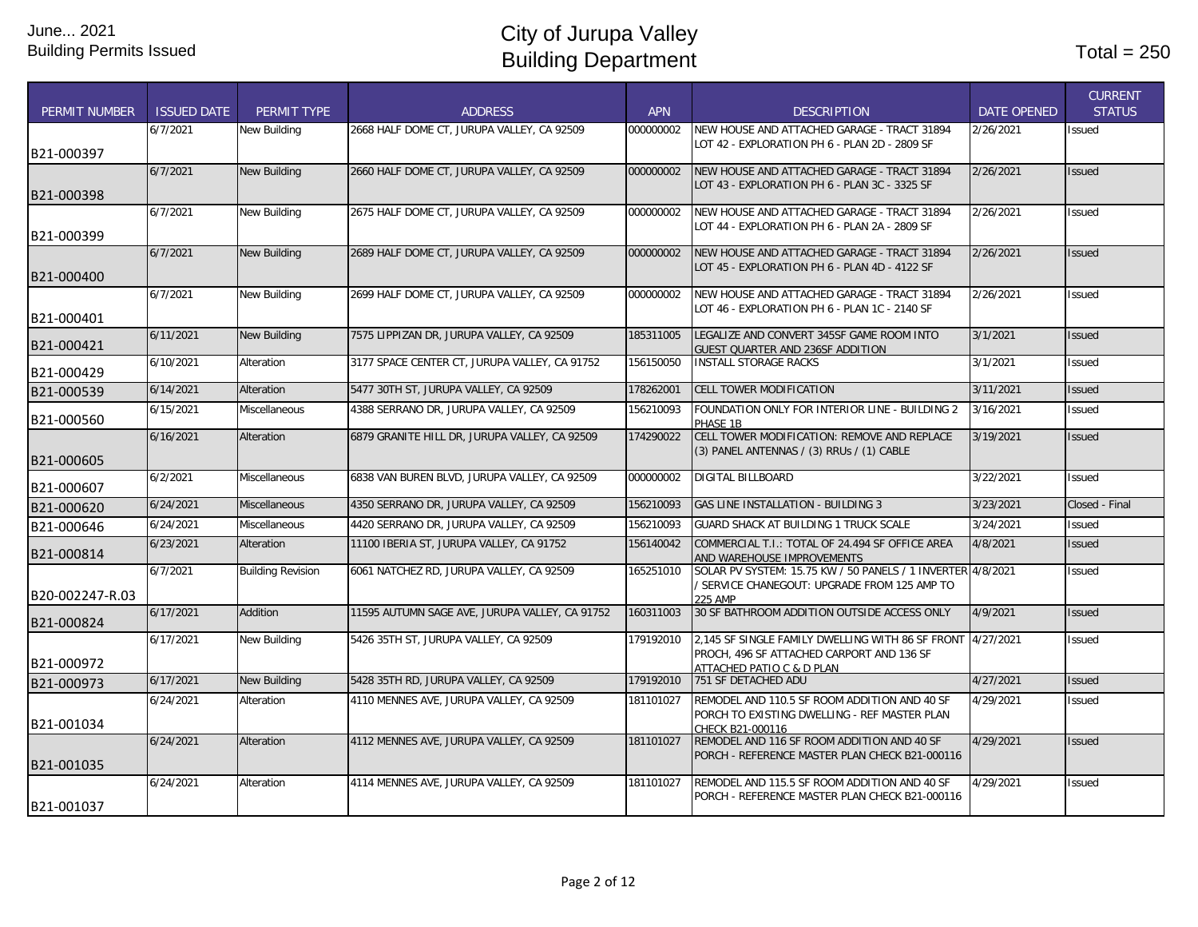June... 2021
Building Permits Issued

# City of Jurupa Valley
# Building Department

Total = 250

| PERMIT NUMBER | ISSUED DATE | PERMIT TYPE | ADDRESS | APN | DESCRIPTION | DATE OPENED | CURRENT STATUS |
|---|---|---|---|---|---|---|---|
| B21-000397 | 6/7/2021 | New Building | 2668 HALF DOME CT, JURUPA VALLEY, CA 92509 | 000000002 | NEW HOUSE AND ATTACHED GARAGE - TRACT 31894 LOT 42 - EXPLORATION PH 6 - PLAN 2D - 2809 SF | 2/26/2021 | Issued |
| B21-000398 | 6/7/2021 | New Building | 2660 HALF DOME CT, JURUPA VALLEY, CA 92509 | 000000002 | NEW HOUSE AND ATTACHED GARAGE - TRACT 31894 LOT 43 - EXPLORATION PH 6 - PLAN 3C - 3325 SF | 2/26/2021 | Issued |
| B21-000399 | 6/7/2021 | New Building | 2675 HALF DOME CT, JURUPA VALLEY, CA 92509 | 000000002 | NEW HOUSE AND ATTACHED GARAGE - TRACT 31894 LOT 44 - EXPLORATION PH 6 - PLAN 2A - 2809 SF | 2/26/2021 | Issued |
| B21-000400 | 6/7/2021 | New Building | 2689 HALF DOME CT, JURUPA VALLEY, CA 92509 | 000000002 | NEW HOUSE AND ATTACHED GARAGE - TRACT 31894 LOT 45 - EXPLORATION PH 6 - PLAN 4D - 4122 SF | 2/26/2021 | Issued |
| B21-000401 | 6/7/2021 | New Building | 2699 HALF DOME CT, JURUPA VALLEY, CA 92509 | 000000002 | NEW HOUSE AND ATTACHED GARAGE - TRACT 31894 LOT 46 - EXPLORATION PH 6 - PLAN 1C - 2140 SF | 2/26/2021 | Issued |
| B21-000421 | 6/11/2021 | New Building | 7575 LIPPIZAN DR, JURUPA VALLEY, CA 92509 | 185311005 | LEGALIZE AND CONVERT 345SF GAME ROOM INTO GUEST QUARTER AND 236SF ADDITION | 3/1/2021 | Issued |
| B21-000429 | 6/10/2021 | Alteration | 3177 SPACE CENTER CT, JURUPA VALLEY, CA 91752 | 156150050 | INSTALL STORAGE RACKS | 3/1/2021 | Issued |
| B21-000539 | 6/14/2021 | Alteration | 5477 30TH ST, JURUPA VALLEY, CA 92509 | 178262001 | CELL TOWER MODIFICATION | 3/11/2021 | Issued |
| B21-000560 | 6/15/2021 | Miscellaneous | 4388 SERRANO DR, JURUPA VALLEY, CA 92509 | 156210093 | FOUNDATION ONLY FOR INTERIOR LINE - BUILDING 2 PHASE 1B | 3/16/2021 | Issued |
| B21-000605 | 6/16/2021 | Alteration | 6879 GRANITE HILL DR, JURUPA VALLEY, CA 92509 | 174290022 | CELL TOWER MODIFICATION: REMOVE AND REPLACE (3) PANEL ANTENNAS / (3) RRUs / (1) CABLE | 3/19/2021 | Issued |
| B21-000607 | 6/2/2021 | Miscellaneous | 6838 VAN BUREN BLVD, JURUPA VALLEY, CA 92509 | 000000002 | DIGITAL BILLBOARD | 3/22/2021 | Issued |
| B21-000620 | 6/24/2021 | Miscellaneous | 4350 SERRANO DR, JURUPA VALLEY, CA 92509 | 156210093 | GAS LINE INSTALLATION - BUILDING 3 | 3/23/2021 | Closed - Final |
| B21-000646 | 6/24/2021 | Miscellaneous | 4420 SERRANO DR, JURUPA VALLEY, CA 92509 | 156210093 | GUARD SHACK AT BUILDING 1 TRUCK SCALE | 3/24/2021 | Issued |
| B21-000814 | 6/23/2021 | Alteration | 11100 IBERIA ST, JURUPA VALLEY, CA 91752 | 156140042 | COMMERCIAL T.I.: TOTAL OF 24.494 SF OFFICE AREA AND WAREHOUSE IMPROVEMENTS | 4/8/2021 | Issued |
| B20-002247-R.03 | 6/7/2021 | Building Revision | 6061 NATCHEZ RD, JURUPA VALLEY, CA 92509 | 165251010 | SOLAR PV SYSTEM: 15.75 KW / 50 PANELS / 1 INVERTER / SERVICE CHANEGOUT: UPGRADE FROM 125 AMP TO 225 AMP | 4/8/2021 | Issued |
| B21-000824 | 6/17/2021 | Addition | 11595 AUTUMN SAGE AVE, JURUPA VALLEY, CA 91752 | 160311003 | 30 SF BATHROOM ADDITION OUTSIDE ACCESS ONLY | 4/9/2021 | Issued |
| B21-000972 | 6/17/2021 | New Building | 5426 35TH ST, JURUPA VALLEY, CA 92509 | 179192010 | 2,145 SF SINGLE FAMILY DWELLING WITH 86 SF FRONT PROCH, 496 SF ATTACHED CARPORT AND 136 SF ATTACHED PATIO C & D PLAN | 4/27/2021 | Issued |
| B21-000973 | 6/17/2021 | New Building | 5428 35TH RD, JURUPA VALLEY, CA 92509 | 179192010 | 751 SF DETACHED ADU | 4/27/2021 | Issued |
| B21-001034 | 6/24/2021 | Alteration | 4110 MENNES AVE, JURUPA VALLEY, CA 92509 | 181101027 | REMODEL AND 110.5 SF ROOM ADDITION AND 40 SF PORCH TO EXISTING DWELLING - REF MASTER PLAN CHECK B21-000116 | 4/29/2021 | Issued |
| B21-001035 | 6/24/2021 | Alteration | 4112 MENNES AVE, JURUPA VALLEY, CA 92509 | 181101027 | REMODEL AND 116 SF ROOM ADDITION AND 40 SF PORCH - REFERENCE MASTER PLAN CHECK B21-000116 | 4/29/2021 | Issued |
| B21-001037 | 6/24/2021 | Alteration | 4114 MENNES AVE, JURUPA VALLEY, CA 92509 | 181101027 | REMODEL AND 115.5 SF ROOM ADDITION AND 40 SF PORCH - REFERENCE MASTER PLAN CHECK B21-000116 | 4/29/2021 | Issued |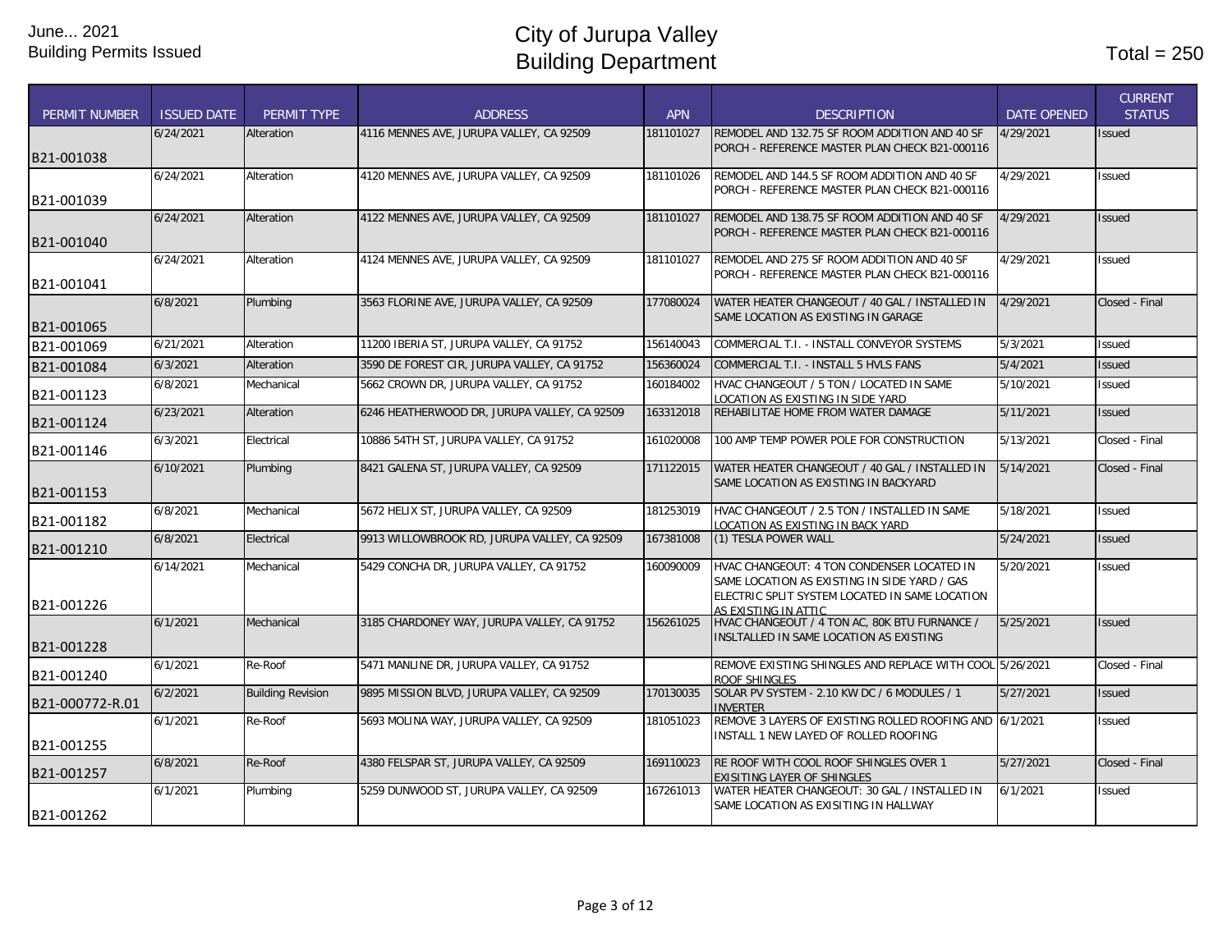June... 2021
Building Permits Issued

# City of Jurupa Valley
# Building Department

Total = 250

| PERMIT NUMBER | ISSUED DATE | PERMIT TYPE | ADDRESS | APN | DESCRIPTION | DATE OPENED | CURRENT STATUS |
|---|---|---|---|---|---|---|---|
| B21-001038 | 6/24/2021 | Alteration | 4116 MENNES AVE, JURUPA VALLEY, CA 92509 | 181101027 | REMODEL AND 132.75 SF ROOM ADDITION AND 40 SF PORCH - REFERENCE MASTER PLAN CHECK B21-000116 | 4/29/2021 | Issued |
| B21-001039 | 6/24/2021 | Alteration | 4120 MENNES AVE, JURUPA VALLEY, CA 92509 | 181101026 | REMODEL AND 144.5 SF ROOM ADDITION AND 40 SF PORCH - REFERENCE MASTER PLAN CHECK B21-000116 | 4/29/2021 | Issued |
| B21-001040 | 6/24/2021 | Alteration | 4122 MENNES AVE, JURUPA VALLEY, CA 92509 | 181101027 | REMODEL AND 138.75 SF ROOM ADDITION AND 40 SF PORCH - REFERENCE MASTER PLAN CHECK B21-000116 | 4/29/2021 | Issued |
| B21-001041 | 6/24/2021 | Alteration | 4124 MENNES AVE, JURUPA VALLEY, CA 92509 | 181101027 | REMODEL AND 275 SF ROOM ADDITION AND 40 SF PORCH - REFERENCE MASTER PLAN CHECK B21-000116 | 4/29/2021 | Issued |
| B21-001065 | 6/8/2021 | Plumbing | 3563 FLORINE AVE, JURUPA VALLEY, CA 92509 | 177080024 | WATER HEATER CHANGEOUT / 40 GAL / INSTALLED IN SAME LOCATION AS EXISTING IN GARAGE | 4/29/2021 | Closed - Final |
| B21-001069 | 6/21/2021 | Alteration | 11200 IBERIA ST, JURUPA VALLEY, CA 91752 | 156140043 | COMMERCIAL T.I. - INSTALL CONVEYOR SYSTEMS | 5/3/2021 | Issued |
| B21-001084 | 6/3/2021 | Alteration | 3590 DE FOREST CIR, JURUPA VALLEY, CA 91752 | 156360024 | COMMERCIAL T.I. - INSTALL 5 HVLS FANS | 5/4/2021 | Issued |
| B21-001123 | 6/8/2021 | Mechanical | 5662 CROWN DR, JURUPA VALLEY, CA 91752 | 160184002 | HVAC CHANGEOUT / 5 TON / LOCATED IN SAME LOCATION AS EXISTING IN SIDE YARD | 5/10/2021 | Issued |
| B21-001124 | 6/23/2021 | Alteration | 6246 HEATHERWOOD DR, JURUPA VALLEY, CA 92509 | 163312018 | REHABILITAE HOME FROM WATER DAMAGE | 5/11/2021 | Issued |
| B21-001146 | 6/3/2021 | Electrical | 10886 54TH ST, JURUPA VALLEY, CA 91752 | 161020008 | 100 AMP TEMP POWER POLE FOR CONSTRUCTION | 5/13/2021 | Closed - Final |
| B21-001153 | 6/10/2021 | Plumbing | 8421 GALENA ST, JURUPA VALLEY, CA 92509 | 171122015 | WATER HEATER CHANGEOUT / 40 GAL / INSTALLED IN SAME LOCATION AS EXISTING IN BACKYARD | 5/14/2021 | Closed - Final |
| B21-001182 | 6/8/2021 | Mechanical | 5672 HELIX ST, JURUPA VALLEY, CA 92509 | 181253019 | HVAC CHANGEOUT / 2.5 TON / INSTALLED IN SAME LOCATION AS EXISTING IN BACK YARD | 5/18/2021 | Issued |
| B21-001210 | 6/8/2021 | Electrical | 9913 WILLOWBROOK RD, JURUPA VALLEY, CA 92509 | 167381008 | (1) TESLA POWER WALL | 5/24/2021 | Issued |
| B21-001226 | 6/14/2021 | Mechanical | 5429 CONCHA DR, JURUPA VALLEY, CA 91752 | 160090009 | HVAC CHANGEOUT: 4 TON CONDENSER LOCATED IN SAME LOCATION AS EXISTING IN SIDE YARD / GAS ELECTRIC SPLIT SYSTEM LOCATED IN SAME LOCATION AS EXISTING IN ATTIC | 5/20/2021 | Issued |
| B21-001228 | 6/1/2021 | Mechanical | 3185 CHARDONEY WAY, JURUPA VALLEY, CA 91752 | 156261025 | HVAC CHANGEOUT / 4 TON AC, 80K BTU FURNANCE / INSLTALLED IN SAME LOCATION AS EXISTING | 5/25/2021 | Issued |
| B21-001240 | 6/1/2021 | Re-Roof | 5471 MANLINE DR, JURUPA VALLEY, CA 91752 | | REMOVE EXISTING SHINGLES AND REPLACE WITH COOL ROOF SHINGLES | 5/26/2021 | Closed - Final |
| B21-000772-R.01 | 6/2/2021 | Building Revision | 9895 MISSION BLVD, JURUPA VALLEY, CA 92509 | 170130035 | SOLAR PV SYSTEM - 2.10 KW DC / 6 MODULES / 1 INVERTER | 5/27/2021 | Issued |
| B21-001255 | 6/1/2021 | Re-Roof | 5693 MOLINA WAY, JURUPA VALLEY, CA 92509 | 181051023 | REMOVE 3 LAYERS OF EXISTING ROLLED ROOFING AND INSTALL 1 NEW LAYED OF ROLLED ROOFING | 6/1/2021 | Issued |
| B21-001257 | 6/8/2021 | Re-Roof | 4380 FELSPAR ST, JURUPA VALLEY, CA 92509 | 169110023 | RE ROOF WITH COOL ROOF SHINGLES OVER 1 EXISITING LAYER OF SHINGLES | 5/27/2021 | Closed - Final |
| B21-001262 | 6/1/2021 | Plumbing | 5259 DUNWOOD ST, JURUPA VALLEY, CA 92509 | 167261013 | WATER HEATER CHANGEOUT: 30 GAL / INSTALLED IN SAME LOCATION AS EXISITING IN HALLWAY | 6/1/2021 | Issued |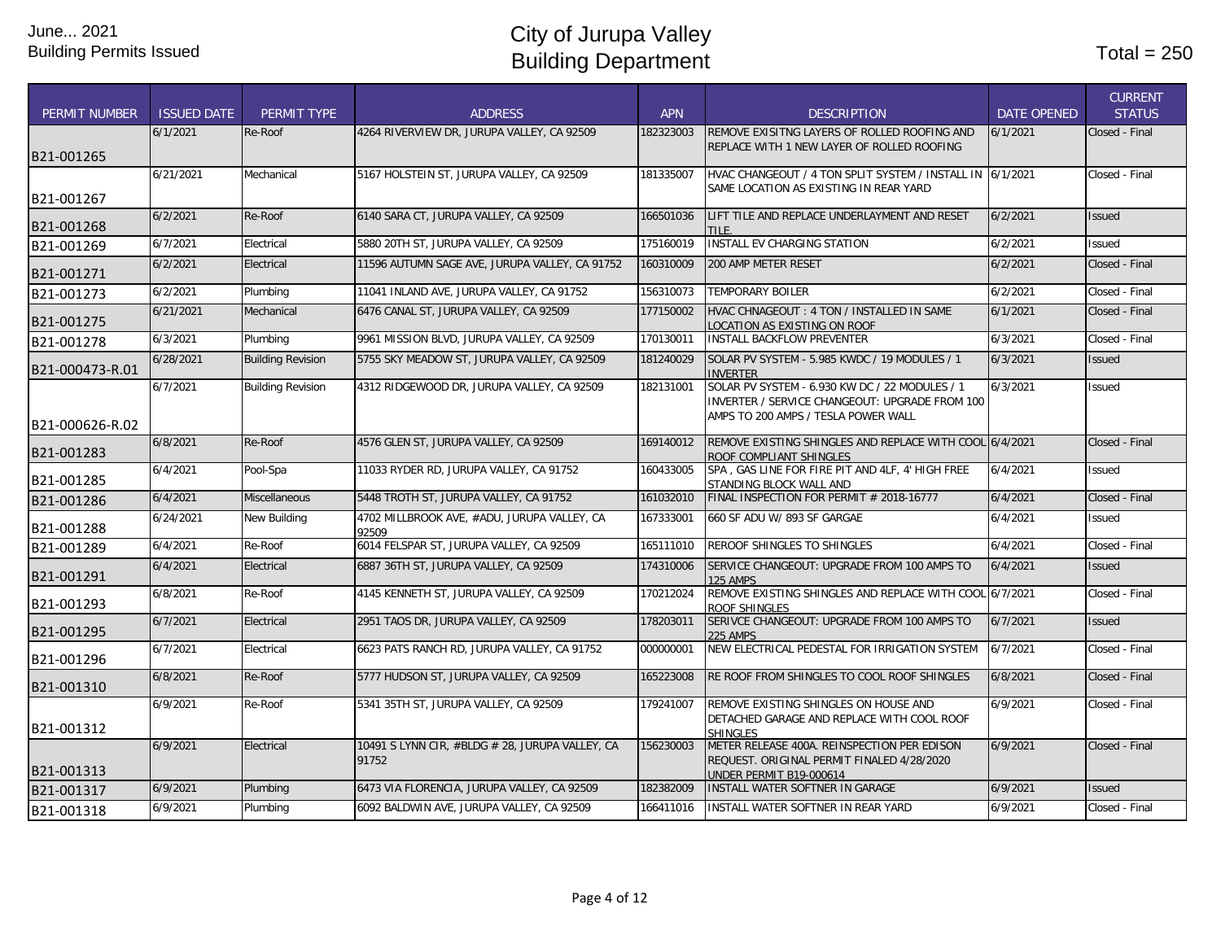June... 2021
Building Permits Issued

# City of Jurupa Valley
# Building Department

Total = 250

| PERMIT NUMBER | ISSUED DATE | PERMIT TYPE | ADDRESS | APN | DESCRIPTION | DATE OPENED | CURRENT STATUS |
|---|---|---|---|---|---|---|---|
| B21-001265 | 6/1/2021 | Re-Roof | 4264 RIVERVIEW DR, JURUPA VALLEY, CA 92509 | 182323003 | REMOVE EXISITNG LAYERS OF ROLLED ROOFING AND REPLACE WITH 1 NEW LAYER OF ROLLED ROOFING | 6/1/2021 | Closed - Final |
| B21-001267 | 6/21/2021 | Mechanical | 5167 HOLSTEIN ST, JURUPA VALLEY, CA 92509 | 181335007 | HVAC CHANGEOUT / 4 TON SPLIT SYSTEM / INSTALL IN SAME LOCATION AS EXISTING IN REAR YARD | 6/1/2021 | Closed - Final |
| B21-001268 | 6/2/2021 | Re-Roof | 6140 SARA CT, JURUPA VALLEY, CA 92509 | 166501036 | LIFT TILE AND REPLACE UNDERLAYMENT AND RESET TILE. | 6/2/2021 | Issued |
| B21-001269 | 6/7/2021 | Electrical | 5880 20TH ST, JURUPA VALLEY, CA 92509 | 175160019 | INSTALL EV CHARGING STATION | 6/2/2021 | Issued |
| B21-001271 | 6/2/2021 | Electrical | 11596 AUTUMN SAGE AVE, JURUPA VALLEY, CA 91752 | 160310009 | 200 AMP METER RESET | 6/2/2021 | Closed - Final |
| B21-001273 | 6/2/2021 | Plumbing | 11041 INLAND AVE, JURUPA VALLEY, CA 91752 | 156310073 | TEMPORARY BOILER | 6/2/2021 | Closed - Final |
| B21-001275 | 6/21/2021 | Mechanical | 6476 CANAL ST, JURUPA VALLEY, CA 92509 | 177150002 | HVAC CHNAGEOUT : 4 TON / INSTALLED IN SAME LOCATION AS EXISTING ON ROOF | 6/1/2021 | Closed - Final |
| B21-001278 | 6/3/2021 | Plumbing | 9961 MISSION BLVD, JURUPA VALLEY, CA 92509 | 170130011 | INSTALL BACKFLOW PREVENTER | 6/3/2021 | Closed - Final |
| B21-000473-R.01 | 6/28/2021 | Building Revision | 5755 SKY MEADOW ST, JURUPA VALLEY, CA 92509 | 181240029 | SOLAR PV SYSTEM - 5.985 KWDC / 19 MODULES / 1 INVERTER | 6/3/2021 | Issued |
| B21-000626-R.02 | 6/7/2021 | Building Revision | 4312 RIDGEWOOD DR, JURUPA VALLEY, CA 92509 | 182131001 | SOLAR PV SYSTEM - 6.930 KW DC / 22 MODULES / 1 INVERTER / SERVICE CHANGEOUT: UPGRADE FROM 100 AMPS TO 200 AMPS / TESLA POWER WALL | 6/3/2021 | Issued |
| B21-001283 | 6/8/2021 | Re-Roof | 4576 GLEN ST, JURUPA VALLEY, CA 92509 | 169140012 | REMOVE EXISTING SHINGLES AND REPLACE WITH COOL ROOF COMPLIANT SHINGLES | 6/4/2021 | Closed - Final |
| B21-001285 | 6/4/2021 | Pool-Spa | 11033 RYDER RD, JURUPA VALLEY, CA 91752 | 160433005 | SPA , GAS LINE FOR FIRE PIT AND 4LF, 4' HIGH FREE STANDING BLOCK WALL AND | 6/4/2021 | Issued |
| B21-001286 | 6/4/2021 | Miscellaneous | 5448 TROTH ST, JURUPA VALLEY, CA 91752 | 161032010 | FINAL INSPECTION FOR PERMIT # 2018-16777 | 6/4/2021 | Closed - Final |
| B21-001288 | 6/24/2021 | New Building | 4702 MILLBROOK AVE, #ADU, JURUPA VALLEY, CA 92509 | 167333001 | 660 SF ADU W/ 893 SF GARGAE | 6/4/2021 | Issued |
| B21-001289 | 6/4/2021 | Re-Roof | 6014 FELSPAR ST, JURUPA VALLEY, CA 92509 | 165111010 | REROOF SHINGLES TO SHINGLES | 6/4/2021 | Closed - Final |
| B21-001291 | 6/4/2021 | Electrical | 6887 36TH ST, JURUPA VALLEY, CA 92509 | 174310006 | SERVICE CHANGEOUT: UPGRADE FROM 100 AMPS TO 125 AMPS | 6/4/2021 | Issued |
| B21-001293 | 6/8/2021 | Re-Roof | 4145 KENNETH ST, JURUPA VALLEY, CA 92509 | 170212024 | REMOVE EXISTING SHINGLES AND REPLACE WITH COOL ROOF SHINGLES | 6/7/2021 | Closed - Final |
| B21-001295 | 6/7/2021 | Electrical | 2951 TAOS DR, JURUPA VALLEY, CA 92509 | 178203011 | SERIVCE CHANGEOUT: UPGRADE FROM 100 AMPS TO 225 AMPS | 6/7/2021 | Issued |
| B21-001296 | 6/7/2021 | Electrical | 6623 PATS RANCH RD, JURUPA VALLEY, CA 91752 | 000000001 | NEW ELECTRICAL PEDESTAL FOR IRRIGATION SYSTEM | 6/7/2021 | Closed - Final |
| B21-001310 | 6/8/2021 | Re-Roof | 5777 HUDSON ST, JURUPA VALLEY, CA 92509 | 165223008 | RE ROOF FROM SHINGLES TO COOL ROOF SHINGLES | 6/8/2021 | Closed - Final |
| B21-001312 | 6/9/2021 | Re-Roof | 5341 35TH ST, JURUPA VALLEY, CA 92509 | 179241007 | REMOVE EXISTING SHINGLES ON HOUSE AND DETACHED GARAGE AND REPLACE WITH COOL ROOF SHINGLES | 6/9/2021 | Closed - Final |
| B21-001313 | 6/9/2021 | Electrical | 10491 S LYNN CIR, #BLDG # 28, JURUPA VALLEY, CA 91752 | 156230003 | METER RELEASE 400A. REINSPECTION PER EDISON REQUEST. ORIGINAL PERMIT FINALED 4/28/2020 UNDER PERMIT B19-000614 | 6/9/2021 | Closed - Final |
| B21-001317 | 6/9/2021 | Plumbing | 6473 VIA FLORENCIA, JURUPA VALLEY, CA 92509 | 182382009 | INSTALL WATER SOFTNER IN GARAGE | 6/9/2021 | Issued |
| B21-001318 | 6/9/2021 | Plumbing | 6092 BALDWIN AVE, JURUPA VALLEY, CA 92509 | 166411016 | INSTALL WATER SOFTNER IN REAR YARD | 6/9/2021 | Closed - Final |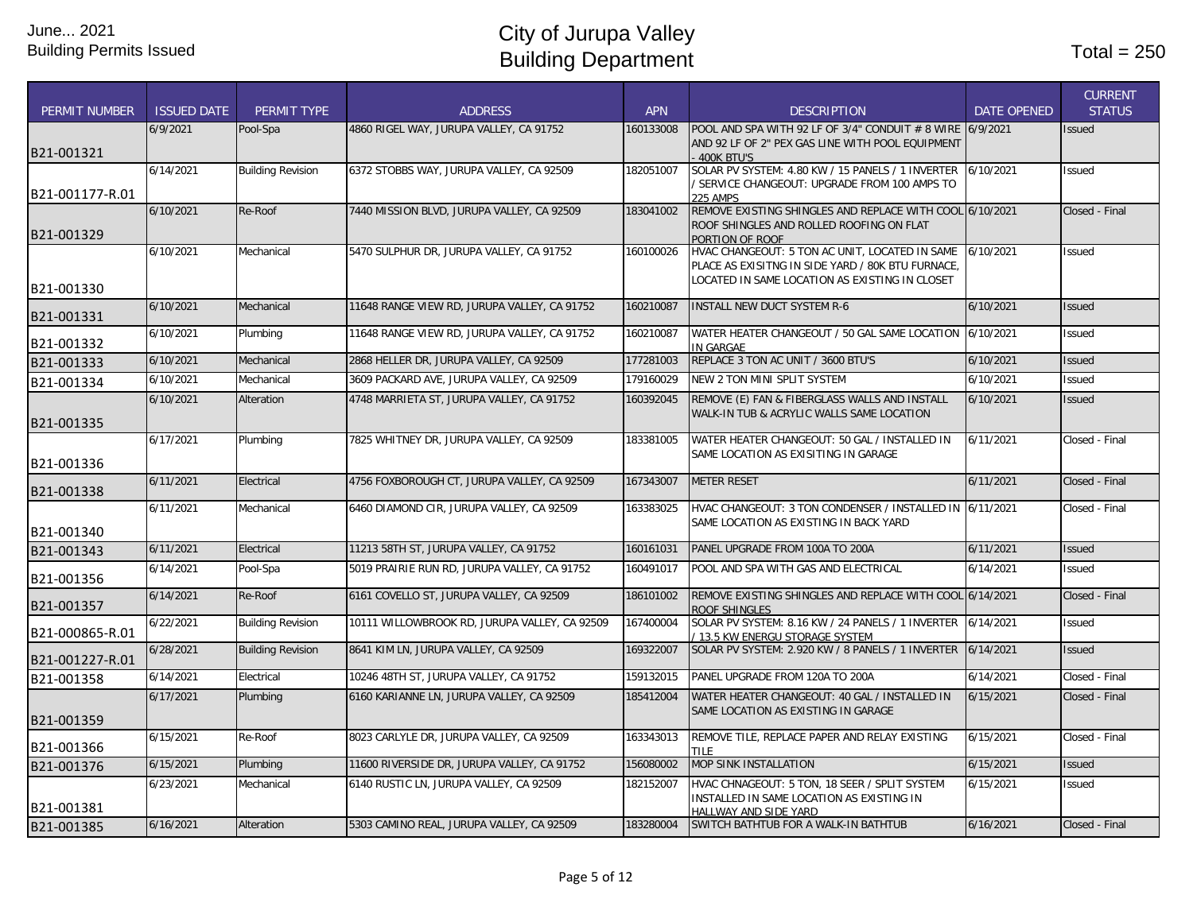June... 2021
Building Permits Issued

# City of Jurupa Valley
# Building Department

Total = 250

| PERMIT NUMBER | ISSUED DATE | PERMIT TYPE | ADDRESS | APN | DESCRIPTION | DATE OPENED | CURRENT STATUS |
|---|---|---|---|---|---|---|---|
| B21-001321 | 6/9/2021 | Pool-Spa | 4860 RIGEL WAY, JURUPA VALLEY, CA 91752 | 160133008 | POOL AND SPA WITH 92 LF OF 3/4" CONDUIT # 8 WIRE AND 92 LF OF 2" PEX GAS LINE WITH POOL EQUIPMENT - 400K BTU'S | 6/9/2021 | Issued |
| B21-001177-R.01 | 6/14/2021 | Building Revision | 6372 STOBBS WAY, JURUPA VALLEY, CA 92509 | 182051007 | SOLAR PV SYSTEM: 4.80 KW / 15 PANELS / 1 INVERTER / SERVICE CHANGEOUT: UPGRADE FROM 100 AMPS TO 225 AMPS | 6/10/2021 | Issued |
| B21-001329 | 6/10/2021 | Re-Roof | 7440 MISSION BLVD, JURUPA VALLEY, CA 92509 | 183041002 | REMOVE EXISTING SHINGLES AND REPLACE WITH COOL ROOF SHINGLES AND ROLLED ROOFING ON FLAT PORTION OF ROOF | 6/10/2021 | Closed - Final |
| B21-001330 | 6/10/2021 | Mechanical | 5470 SULPHUR DR, JURUPA VALLEY, CA 91752 | 160100026 | HVAC CHANGEOUT: 5 TON AC UNIT, LOCATED IN SAME PLACE AS EXISITNG IN SIDE YARD / 80K BTU FURNACE, LOCATED IN SAME LOCATION AS EXISTING IN CLOSET | 6/10/2021 | Issued |
| B21-001331 | 6/10/2021 | Mechanical | 11648 RANGE VIEW RD, JURUPA VALLEY, CA 91752 | 160210087 | INSTALL NEW DUCT SYSTEM R-6 | 6/10/2021 | Issued |
| B21-001332 | 6/10/2021 | Plumbing | 11648 RANGE VIEW RD, JURUPA VALLEY, CA 91752 | 160210087 | WATER HEATER CHANGEOUT / 50 GAL SAME LOCATION IN GARGAE | 6/10/2021 | Issued |
| B21-001333 | 6/10/2021 | Mechanical | 2868 HELLER DR, JURUPA VALLEY, CA 92509 | 177281003 | REPLACE 3 TON AC UNIT / 3600 BTU'S | 6/10/2021 | Issued |
| B21-001334 | 6/10/2021 | Mechanical | 3609 PACKARD AVE, JURUPA VALLEY, CA 92509 | 179160029 | NEW 2 TON MINI SPLIT SYSTEM | 6/10/2021 | Issued |
| B21-001335 | 6/10/2021 | Alteration | 4748 MARRIETA ST, JURUPA VALLEY, CA 91752 | 160392045 | REMOVE (E) FAN & FIBERGLASS WALLS AND INSTALL WALK-IN TUB & ACRYLIC WALLS SAME LOCATION | 6/10/2021 | Issued |
| B21-001336 | 6/17/2021 | Plumbing | 7825 WHITNEY DR, JURUPA VALLEY, CA 92509 | 183381005 | WATER HEATER CHANGEOUT: 50 GAL / INSTALLED IN SAME LOCATION AS EXISITING IN GARAGE | 6/11/2021 | Closed - Final |
| B21-001338 | 6/11/2021 | Electrical | 4756 FOXBOROUGH CT, JURUPA VALLEY, CA 92509 | 167343007 | METER RESET | 6/11/2021 | Closed - Final |
| B21-001340 | 6/11/2021 | Mechanical | 6460 DIAMOND CIR, JURUPA VALLEY, CA 92509 | 163383025 | HVAC CHANGEOUT: 3 TON CONDENSER / INSTALLED IN SAME LOCATION AS EXISTING IN BACK YARD | 6/11/2021 | Closed - Final |
| B21-001343 | 6/11/2021 | Electrical | 11213 58TH ST, JURUPA VALLEY, CA 91752 | 160161031 | PANEL UPGRADE FROM 100A TO 200A | 6/11/2021 | Issued |
| B21-001356 | 6/14/2021 | Pool-Spa | 5019 PRAIRIE RUN RD, JURUPA VALLEY, CA 91752 | 160491017 | POOL AND SPA WITH GAS AND ELECTRICAL | 6/14/2021 | Issued |
| B21-001357 | 6/14/2021 | Re-Roof | 6161 COVELLO ST, JURUPA VALLEY, CA 92509 | 186101002 | REMOVE EXISTING SHINGLES AND REPLACE WITH COOL ROOF SHINGLES | 6/14/2021 | Closed - Final |
| B21-000865-R.01 | 6/22/2021 | Building Revision | 10111 WILLOWBROOK RD, JURUPA VALLEY, CA 92509 | 167400004 | SOLAR PV SYSTEM: 8.16 KW / 24 PANELS / 1 INVERTER / 13.5 KW ENERGU STORAGE SYSTEM | 6/14/2021 | Issued |
| B21-001227-R.01 | 6/28/2021 | Building Revision | 8641 KIM LN, JURUPA VALLEY, CA 92509 | 169322007 | SOLAR PV SYSTEM: 2.920 KW / 8 PANELS / 1 INVERTER | 6/14/2021 | Issued |
| B21-001358 | 6/14/2021 | Electrical | 10246 48TH ST, JURUPA VALLEY, CA 91752 | 159132015 | PANEL UPGRADE FROM 120A TO 200A | 6/14/2021 | Closed - Final |
| B21-001359 | 6/17/2021 | Plumbing | 6160 KARIANNE LN, JURUPA VALLEY, CA 92509 | 185412004 | WATER HEATER CHANGEOUT: 40 GAL / INSTALLED IN SAME LOCATION AS EXISTING IN GARAGE | 6/15/2021 | Closed - Final |
| B21-001366 | 6/15/2021 | Re-Roof | 8023 CARLYLE DR, JURUPA VALLEY, CA 92509 | 163343013 | REMOVE TILE, REPLACE PAPER AND RELAY EXISTING TILE | 6/15/2021 | Closed - Final |
| B21-001376 | 6/15/2021 | Plumbing | 11600 RIVERSIDE DR, JURUPA VALLEY, CA 91752 | 156080002 | MOP SINK INSTALLATION | 6/15/2021 | Issued |
| B21-001381 | 6/23/2021 | Mechanical | 6140 RUSTIC LN, JURUPA VALLEY, CA 92509 | 182152007 | HVAC CHNAGEOUT: 5 TON, 18 SEER / SPLIT SYSTEM INSTALLED IN SAME LOCATION AS EXISTING IN HALLWAY AND SIDE YARD | 6/15/2021 | Issued |
| B21-001385 | 6/16/2021 | Alteration | 5303 CAMINO REAL, JURUPA VALLEY, CA 92509 | 183280004 | SWITCH BATHTUB FOR A WALK-IN BATHTUB | 6/16/2021 | Closed - Final |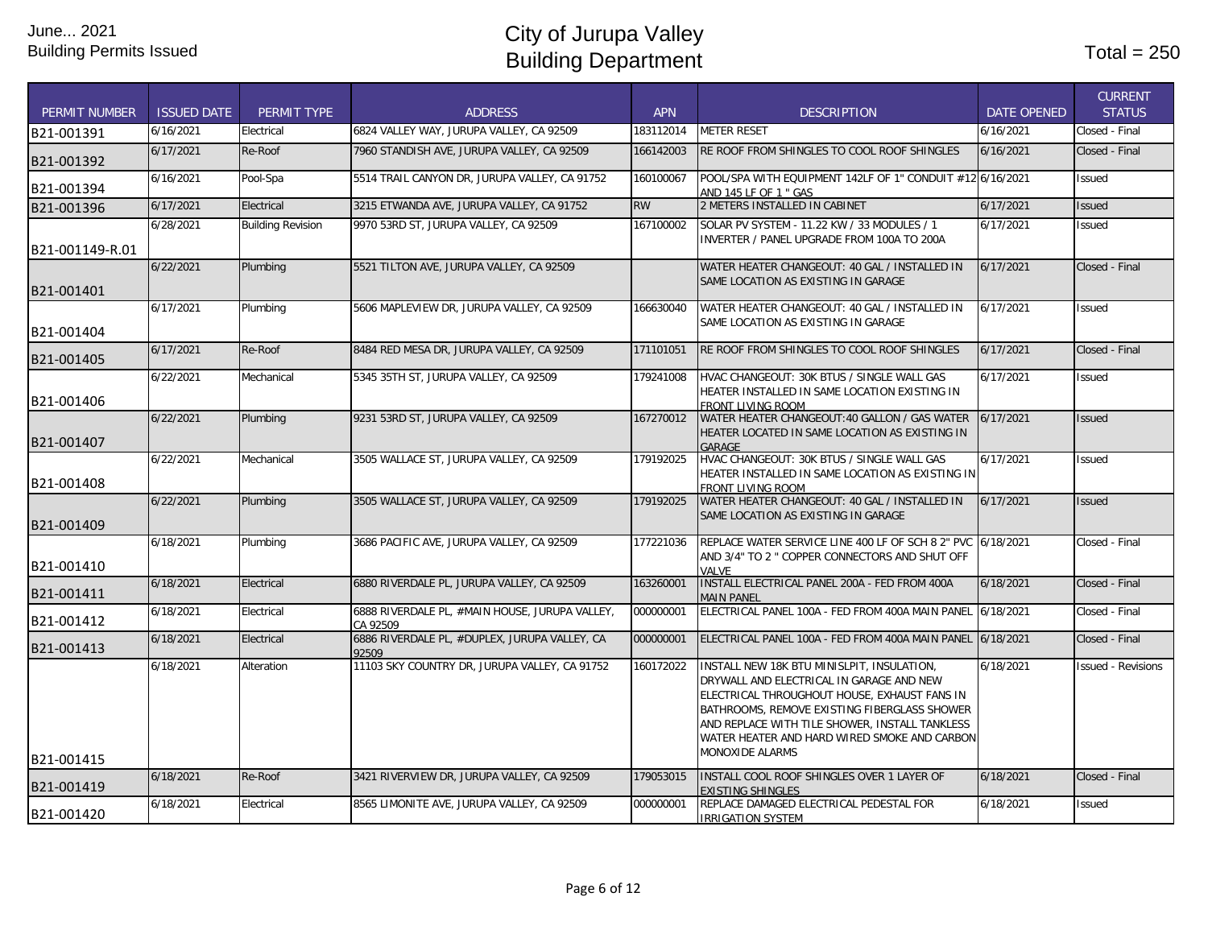June... 2021
Building Permits Issued

# City of Jurupa Valley
# Building Department

Total = 250

| PERMIT NUMBER | ISSUED DATE | PERMIT TYPE | ADDRESS | APN | DESCRIPTION | DATE OPENED | CURRENT STATUS |
|---|---|---|---|---|---|---|---|
| B21-001391 | 6/16/2021 | Electrical | 6824 VALLEY WAY, JURUPA VALLEY, CA 92509 | 183112014 | METER RESET | 6/16/2021 | Closed - Final |
| B21-001392 | 6/17/2021 | Re-Roof | 7960 STANDISH AVE, JURUPA VALLEY, CA 92509 | 166142003 | RE ROOF FROM SHINGLES TO COOL ROOF SHINGLES | 6/16/2021 | Closed - Final |
| B21-001394 | 6/16/2021 | Pool-Spa | 5514 TRAIL CANYON DR, JURUPA VALLEY, CA 91752 | 160100067 | POOL/SPA WITH EQUIPMENT 142LF OF 1" CONDUIT #12 AND 145 LF OF 1 " GAS | 6/16/2021 | Issued |
| B21-001396 | 6/17/2021 | Electrical | 3215 ETWANDA AVE, JURUPA VALLEY, CA 91752 | RW | 2 METERS INSTALLED IN CABINET | 6/17/2021 | Issued |
| B21-001149-R.01 | 6/28/2021 | Building Revision | 9970 53RD ST, JURUPA VALLEY, CA 92509 | 167100002 | SOLAR PV SYSTEM - 11.22 KW / 33 MODULES / 1 INVERTER / PANEL UPGRADE FROM 100A TO 200A | 6/17/2021 | Issued |
| B21-001401 | 6/22/2021 | Plumbing | 5521 TILTON AVE, JURUPA VALLEY, CA 92509 | | WATER HEATER CHANGEOUT: 40 GAL / INSTALLED IN SAME LOCATION AS EXISTING IN GARAGE | 6/17/2021 | Closed - Final |
| B21-001404 | 6/17/2021 | Plumbing | 5606 MAPLEVIEW DR, JURUPA VALLEY, CA 92509 | 166630040 | WATER HEATER CHANGEOUT: 40 GAL / INSTALLED IN SAME LOCATION AS EXISTING IN GARAGE | 6/17/2021 | Issued |
| B21-001405 | 6/17/2021 | Re-Roof | 8484 RED MESA DR, JURUPA VALLEY, CA 92509 | 171101051 | RE ROOF FROM SHINGLES TO COOL ROOF SHINGLES | 6/17/2021 | Closed - Final |
| B21-001406 | 6/22/2021 | Mechanical | 5345 35TH ST, JURUPA VALLEY, CA 92509 | 179241008 | HVAC CHANGEOUT: 30K BTUS / SINGLE WALL GAS HEATER INSTALLED IN SAME LOCATION EXISTING IN FRONT LIVING ROOM | 6/17/2021 | Issued |
| B21-001407 | 6/22/2021 | Plumbing | 9231 53RD ST, JURUPA VALLEY, CA 92509 | 167270012 | WATER HEATER CHANGEOUT:40 GALLON / GAS WATER HEATER LOCATED IN SAME LOCATION AS EXISTING IN GARAGE | 6/17/2021 | Issued |
| B21-001408 | 6/22/2021 | Mechanical | 3505 WALLACE ST, JURUPA VALLEY, CA 92509 | 179192025 | HVAC CHANGEOUT: 30K BTUS / SINGLE WALL GAS HEATER INSTALLED IN SAME LOCATION AS EXISTING IN FRONT LIVING ROOM | 6/17/2021 | Issued |
| B21-001409 | 6/22/2021 | Plumbing | 3505 WALLACE ST, JURUPA VALLEY, CA 92509 | 179192025 | WATER HEATER CHANGEOUT: 40 GAL / INSTALLED IN SAME LOCATION AS EXISTING IN GARAGE | 6/17/2021 | Issued |
| B21-001410 | 6/18/2021 | Plumbing | 3686 PACIFIC AVE, JURUPA VALLEY, CA 92509 | 177221036 | REPLACE WATER SERVICE LINE 400 LF OF SCH 8 2" PVC AND 3/4" TO 2 " COPPER CONNECTORS AND SHUT OFF VALVE | 6/18/2021 | Closed - Final |
| B21-001411 | 6/18/2021 | Electrical | 6880 RIVERDALE PL, JURUPA VALLEY, CA 92509 | 163260001 | INSTALL ELECTRICAL PANEL 200A - FED FROM 400A MAIN PANEL | 6/18/2021 | Closed - Final |
| B21-001412 | 6/18/2021 | Electrical | 6888 RIVERDALE PL, #MAIN HOUSE, JURUPA VALLEY, CA 92509 | 000000001 | ELECTRICAL PANEL 100A - FED FROM 400A MAIN PANEL | 6/18/2021 | Closed - Final |
| B21-001413 | 6/18/2021 | Electrical | 6886 RIVERDALE PL, #DUPLEX, JURUPA VALLEY, CA 92509 | 000000001 | ELECTRICAL PANEL 100A - FED FROM 400A MAIN PANEL | 6/18/2021 | Closed - Final |
| B21-001415 | 6/18/2021 | Alteration | 11103 SKY COUNTRY DR, JURUPA VALLEY, CA 91752 | 160172022 | INSTALL NEW 18K BTU MINISLPIT, INSULATION, DRYWALL AND ELECTRICAL IN GARAGE AND NEW ELECTRICAL THROUGHOUT HOUSE, EXHAUST FANS IN BATHROOMS, REMOVE EXISTING FIBERGLASS SHOWER AND REPLACE WITH TILE SHOWER, INSTALL TANKLESS WATER HEATER AND HARD WIRED SMOKE AND CARBON MONOXIDE ALARMS | 6/18/2021 | Issued - Revisions |
| B21-001419 | 6/18/2021 | Re-Roof | 3421 RIVERVIEW DR, JURUPA VALLEY, CA 92509 | 179053015 | INSTALL COOL ROOF SHINGLES OVER 1 LAYER OF EXISTING SHINGLES | 6/18/2021 | Closed - Final |
| B21-001420 | 6/18/2021 | Electrical | 8565 LIMONITE AVE, JURUPA VALLEY, CA 92509 | 000000001 | REPLACE DAMAGED ELECTRICAL PEDESTAL FOR IRRIGATION SYSTEM | 6/18/2021 | Issued |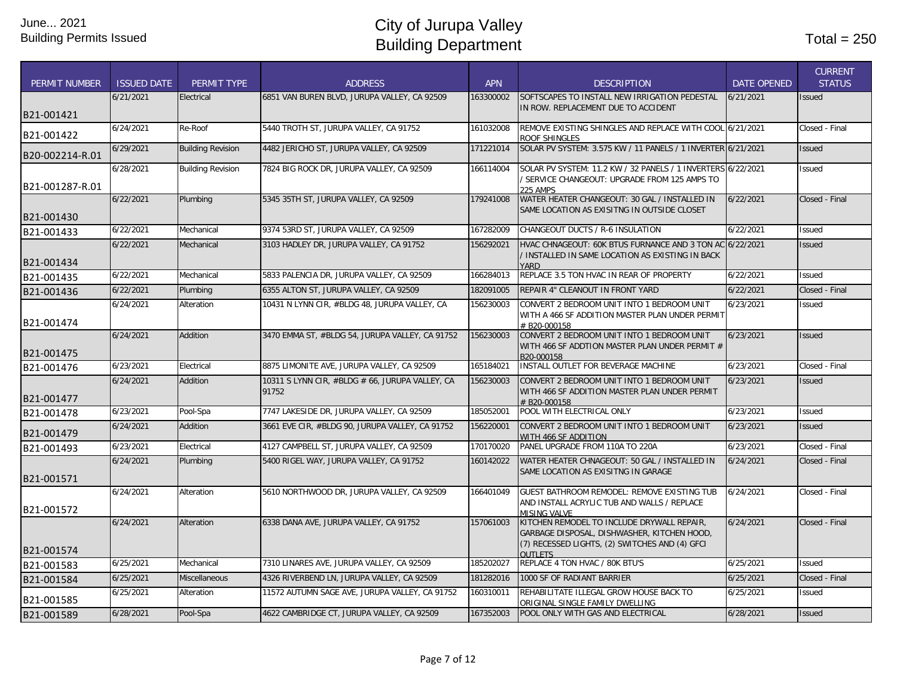June... 2021
Building Permits Issued

# City of Jurupa Valley
# Building Department

Total = 250

| PERMIT NUMBER | ISSUED DATE | PERMIT TYPE | ADDRESS | APN | DESCRIPTION | DATE OPENED | CURRENT STATUS |
|---|---|---|---|---|---|---|---|
| B21-001421 | 6/21/2021 | Electrical | 6851 VAN BUREN BLVD, JURUPA VALLEY, CA 92509 | 163300002 | SOFTSCAPES TO INSTALL NEW IRRIGATION PEDESTAL IN ROW. REPLACEMENT DUE TO ACCIDENT | 6/21/2021 | Issued |
| B21-001422 | 6/24/2021 | Re-Roof | 5440 TROTH ST, JURUPA VALLEY, CA 91752 | 161032008 | REMOVE EXISTING SHINGLES AND REPLACE WITH COOL ROOF SHINGLES | 6/21/2021 | Closed - Final |
| B20-002214-R.01 | 6/29/2021 | Building Revision | 4482 JERICHO ST, JURUPA VALLEY, CA 92509 | 171221014 | SOLAR PV SYSTEM: 3.575 KW / 11 PANELS / 1 INVERTER | 6/21/2021 | Issued |
| B21-001287-R.01 | 6/28/2021 | Building Revision | 7824 BIG ROCK DR, JURUPA VALLEY, CA 92509 | 166114004 | SOLAR PV SYSTEM: 11.2 KW / 32 PANELS / 1 INVERTERS / SERVICE CHANGEOUT: UPGRADE FROM 125 AMPS TO 225 AMPS | 6/22/2021 | Issued |
| B21-001430 | 6/22/2021 | Plumbing | 5345 35TH ST, JURUPA VALLEY, CA 92509 | 179241008 | WATER HEATER CHANGEOUT: 30 GAL / INSTALLED IN SAME LOCATION AS EXISITNG IN OUTSIDE CLOSET | 6/22/2021 | Closed - Final |
| B21-001433 | 6/22/2021 | Mechanical | 9374 53RD ST, JURUPA VALLEY, CA 92509 | 167282009 | CHANGEOUT DUCTS / R-6 INSULATION | 6/22/2021 | Issued |
| B21-001434 | 6/22/2021 | Mechanical | 3103 HADLEY DR, JURUPA VALLEY, CA 91752 | 156292021 | HVAC CHNAGEOUT: 60K BTUS FURNANCE AND 3 TON AC / INSTALLED IN SAME LOCATION AS EXISTING IN BACK YARD | 6/22/2021 | Issued |
| B21-001435 | 6/22/2021 | Mechanical | 5833 PALENCIA DR, JURUPA VALLEY, CA 92509 | 166284013 | REPLACE 3.5 TON HVAC IN REAR OF PROPERTY | 6/22/2021 | Issued |
| B21-001436 | 6/22/2021 | Plumbing | 6355 ALTON ST, JURUPA VALLEY, CA 92509 | 182091005 | REPAIR 4" CLEANOUT IN FRONT YARD | 6/22/2021 | Closed - Final |
| B21-001474 | 6/24/2021 | Alteration | 10431 N LYNN CIR, #BLDG 48, JURUPA VALLEY, CA | 156230003 | CONVERT 2 BEDROOM UNIT INTO 1 BEDROOM UNIT WITH A 466 SF ADDITION MASTER PLAN UNDER PERMIT # B20-000158 | 6/23/2021 | Issued |
| B21-001475 | 6/24/2021 | Addition | 3470 EMMA ST, #BLDG 54, JURUPA VALLEY, CA 91752 | 156230003 | CONVERT 2 BEDROOM UNIT INTO 1 BEDROOM UNIT WITH 466 SF ADDTION MASTER PLAN UNDER PERMIT # B20-000158 | 6/23/2021 | Issued |
| B21-001476 | 6/23/2021 | Electrical | 8875 LIMONITE AVE, JURUPA VALLEY, CA 92509 | 165184021 | INSTALL OUTLET FOR BEVERAGE MACHINE | 6/23/2021 | Closed - Final |
| B21-001477 | 6/24/2021 | Addition | 10311 S LYNN CIR, #BLDG # 66, JURUPA VALLEY, CA 91752 | 156230003 | CONVERT 2 BEDROOM UNIT INTO 1 BEDROOM UNIT WITH 466 SF ADDITION MASTER PLAN UNDER PERMIT # B20-000158 | 6/23/2021 | Issued |
| B21-001478 | 6/23/2021 | Pool-Spa | 7747 LAKESIDE DR, JURUPA VALLEY, CA 92509 | 185052001 | POOL WITH ELECTRICAL ONLY | 6/23/2021 | Issued |
| B21-001479 | 6/24/2021 | Addition | 3661 EVE CIR, #BLDG 90, JURUPA VALLEY, CA 91752 | 156220001 | CONVERT 2 BEDROOM UNIT INTO 1 BEDROOM UNIT WITH 466 SF ADDITION | 6/23/2021 | Issued |
| B21-001493 | 6/23/2021 | Electrical | 4127 CAMPBELL ST, JURUPA VALLEY, CA 92509 | 170170020 | PANEL UPGRADE FROM 110A TO 220A | 6/23/2021 | Closed - Final |
| B21-001571 | 6/24/2021 | Plumbing | 5400 RIGEL WAY, JURUPA VALLEY, CA 91752 | 160142022 | WATER HEATER CHNAGEOUT: 50 GAL / INSTALLED IN SAME LOCATION AS EXISITNG IN GARAGE | 6/24/2021 | Closed - Final |
| B21-001572 | 6/24/2021 | Alteration | 5610 NORTHWOOD DR, JURUPA VALLEY, CA 92509 | 166401049 | GUEST BATHROOM REMODEL: REMOVE EXISTING TUB AND INSTALL ACRYLIC TUB AND WALLS / REPLACE MISING VALVE | 6/24/2021 | Closed - Final |
| B21-001574 | 6/24/2021 | Alteration | 6338 DANA AVE, JURUPA VALLEY, CA 91752 | 157061003 | KITCHEN REMODEL TO INCLUDE DRYWALL REPAIR, GARBAGE DISPOSAL, DISHWASHER, KITCHEN HOOD, (7) RECESSED LIGHTS, (2) SWITCHES AND (4) GFCI OUTLETS | 6/24/2021 | Closed - Final |
| B21-001583 | 6/25/2021 | Mechanical | 7310 LINARES AVE, JURUPA VALLEY, CA 92509 | 185202027 | REPLACE 4 TON HVAC / 80K BTU'S | 6/25/2021 | Issued |
| B21-001584 | 6/25/2021 | Miscellaneous | 4326 RIVERBEND LN, JURUPA VALLEY, CA 92509 | 181282016 | 1000 SF OF RADIANT BARRIER | 6/25/2021 | Closed - Final |
| B21-001585 | 6/25/2021 | Alteration | 11572 AUTUMN SAGE AVE, JURUPA VALLEY, CA 91752 | 160310011 | REHABILITATE ILLEGAL GROW HOUSE BACK TO ORIGINAL SINGLE FAMILY DWELLING | 6/25/2021 | Issued |
| B21-001589 | 6/28/2021 | Pool-Spa | 4622 CAMBRIDGE CT, JURUPA VALLEY, CA 92509 | 167352003 | POOL ONLY WITH GAS AND ELECTRICAL | 6/28/2021 | Issued |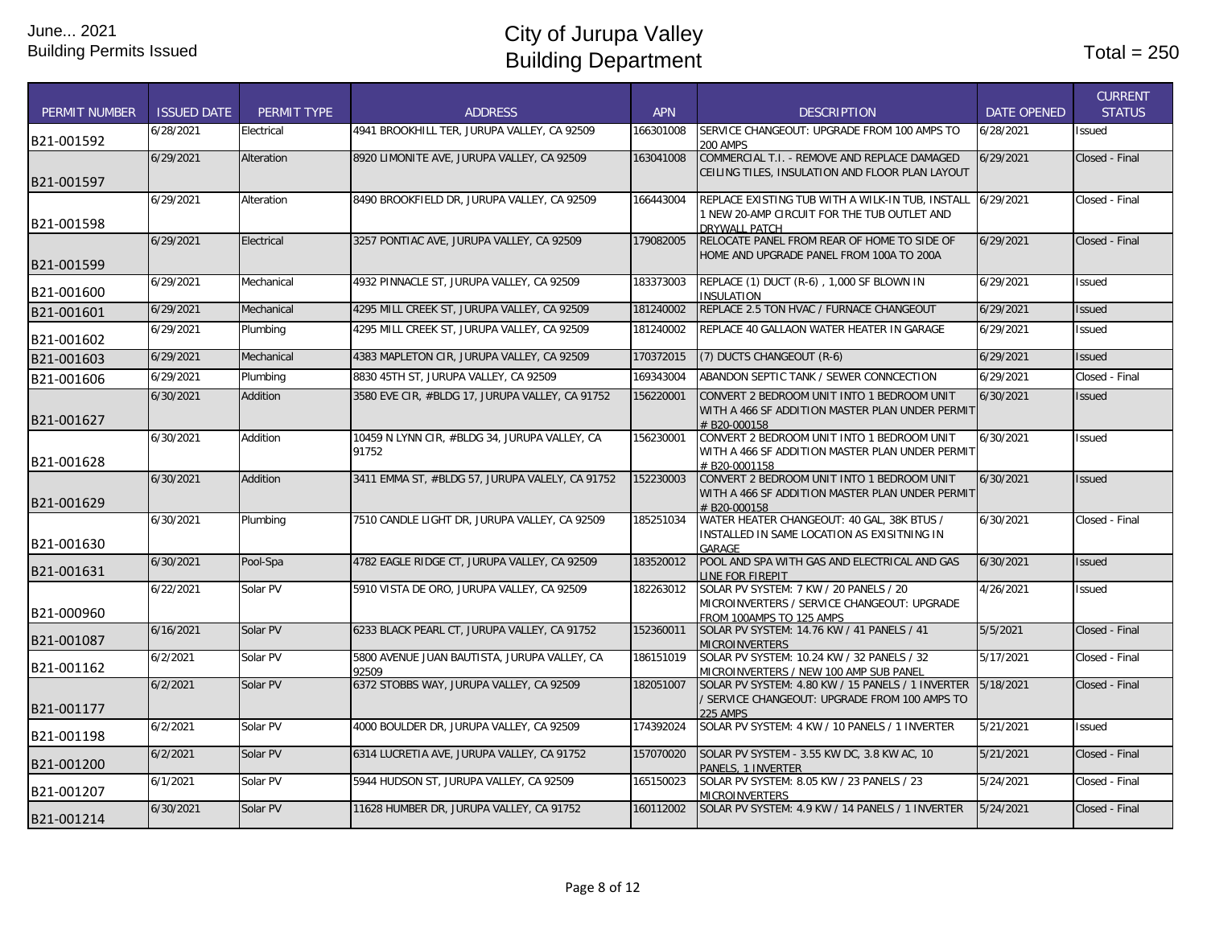June... 2021
Building Permits Issued

# City of Jurupa Valley
## Building Department

Total = 250

| PERMIT NUMBER | ISSUED DATE | PERMIT TYPE | ADDRESS | APN | DESCRIPTION | DATE OPENED | CURRENT STATUS |
|---|---|---|---|---|---|---|---|
| B21-001592 | 6/28/2021 | Electrical | 4941 BROOKHILL TER, JURUPA VALLEY, CA 92509 | 166301008 | SERVICE CHANGEOUT: UPGRADE FROM 100 AMPS TO 200 AMPS | 6/28/2021 | Issued |
| B21-001597 | 6/29/2021 | Alteration | 8920 LIMONITE AVE, JURUPA VALLEY, CA 92509 | 163041008 | COMMERCIAL T.I. - REMOVE AND REPLACE DAMAGED CEILING TILES, INSULATION AND FLOOR PLAN LAYOUT | 6/29/2021 | Closed - Final |
| B21-001598 | 6/29/2021 | Alteration | 8490 BROOKFIELD DR, JURUPA VALLEY, CA 92509 | 166443004 | REPLACE EXISTING TUB WITH A WILK-IN TUB, INSTALL 1 NEW 20-AMP CIRCUIT FOR THE TUB OUTLET AND DRYWALL PATCH | 6/29/2021 | Closed - Final |
| B21-001599 | 6/29/2021 | Electrical | 3257 PONTIAC AVE, JURUPA VALLEY, CA 92509 | 179082005 | RELOCATE PANEL FROM REAR OF HOME TO SIDE OF HOME AND UPGRADE PANEL FROM 100A TO 200A | 6/29/2021 | Closed - Final |
| B21-001600 | 6/29/2021 | Mechanical | 4932 PINNACLE ST, JURUPA VALLEY, CA 92509 | 183373003 | REPLACE (1) DUCT (R-6) , 1,000 SF BLOWN IN INSULATION | 6/29/2021 | Issued |
| B21-001601 | 6/29/2021 | Mechanical | 4295 MILL CREEK ST, JURUPA VALLEY, CA 92509 | 181240002 | REPLACE 2.5 TON HVAC / FURNACE CHANGEOUT | 6/29/2021 | Issued |
| B21-001602 | 6/29/2021 | Plumbing | 4295 MILL CREEK ST, JURUPA VALLEY, CA 92509 | 181240002 | REPLACE 40 GALLAON WATER HEATER IN GARAGE | 6/29/2021 | Issued |
| B21-001603 | 6/29/2021 | Mechanical | 4383 MAPLETON CIR, JURUPA VALLEY, CA 92509 | 170372015 | (7) DUCTS CHANGEOUT (R-6) | 6/29/2021 | Issued |
| B21-001606 | 6/29/2021 | Plumbing | 8830 45TH ST, JURUPA VALLEY, CA 92509 | 169343004 | ABANDON SEPTIC TANK / SEWER CONNCECTION | 6/29/2021 | Closed - Final |
| B21-001627 | 6/30/2021 | Addition | 3580 EVE CIR, #BLDG 17, JURUPA VALLEY, CA 91752 | 156220001 | CONVERT 2 BEDROOM UNIT INTO 1 BEDROOM UNIT WITH A 466 SF ADDITION MASTER PLAN UNDER PERMIT # B20-000158 | 6/30/2021 | Issued |
| B21-001628 | 6/30/2021 | Addition | 10459 N LYNN CIR, #BLDG 34, JURUPA VALLEY, CA 91752 | 156230001 | CONVERT 2 BEDROOM UNIT INTO 1 BEDROOM UNIT WITH A 466 SF ADDITION MASTER PLAN UNDER PERMIT # B20-0001158 | 6/30/2021 | Issued |
| B21-001629 | 6/30/2021 | Addition | 3411 EMMA ST, #BLDG 57, JURUPA VALELY, CA 91752 | 152230003 | CONVERT 2 BEDROOM UNIT INTO 1 BEDROOM UNIT WITH A 466 SF ADDITION MASTER PLAN UNDER PERMIT # B20-000158 | 6/30/2021 | Issued |
| B21-001630 | 6/30/2021 | Plumbing | 7510 CANDLE LIGHT DR, JURUPA VALLEY, CA 92509 | 185251034 | WATER HEATER CHANGEOUT: 40 GAL, 38K BTUS / INSTALLED IN SAME LOCATION AS EXISITNING IN GARAGE | 6/30/2021 | Closed - Final |
| B21-001631 | 6/30/2021 | Pool-Spa | 4782 EAGLE RIDGE CT, JURUPA VALLEY, CA 92509 | 183520012 | POOL AND SPA WITH GAS AND ELECTRICAL AND GAS LINE FOR FIREPIT | 6/30/2021 | Issued |
| B21-000960 | 6/22/2021 | Solar PV | 5910 VISTA DE ORO, JURUPA VALLEY, CA 92509 | 182263012 | SOLAR PV SYSTEM: 7 KW / 20 PANELS / 20 MICROINVERTERS / SERVICE CHANGEOUT: UPGRADE FROM 100AMPS TO 125 AMPS | 4/26/2021 | Issued |
| B21-001087 | 6/16/2021 | Solar PV | 6233 BLACK PEARL CT, JURUPA VALLEY, CA 91752 | 152360011 | SOLAR PV SYSTEM: 14.76 KW / 41 PANELS / 41 MICROINVERTERS | 5/5/2021 | Closed - Final |
| B21-001162 | 6/2/2021 | Solar PV | 5800 AVENUE JUAN BAUTISTA, JURUPA VALLEY, CA 92509 | 186151019 | SOLAR PV SYSTEM: 10.24 KW / 32 PANELS / 32 MICROINVERTERS / NEW 100 AMP SUB PANEL | 5/17/2021 | Closed - Final |
| B21-001177 | 6/2/2021 | Solar PV | 6372 STOBBS WAY, JURUPA VALLEY, CA 92509 | 182051007 | SOLAR PV SYSTEM: 4.80 KW / 15 PANELS / 1 INVERTER / SERVICE CHANGEOUT: UPGRADE FROM 100 AMPS TO 225 AMPS | 5/18/2021 | Closed - Final |
| B21-001198 | 6/2/2021 | Solar PV | 4000 BOULDER DR, JURUPA VALLEY, CA 92509 | 174392024 | SOLAR PV SYSTEM: 4 KW / 10 PANELS / 1 INVERTER | 5/21/2021 | Issued |
| B21-001200 | 6/2/2021 | Solar PV | 6314 LUCRETIA AVE, JURUPA VALLEY, CA 91752 | 157070020 | SOLAR PV SYSTEM - 3.55 KW DC, 3.8 KW AC, 10 PANELS, 1 INVERTER | 5/21/2021 | Closed - Final |
| B21-001207 | 6/1/2021 | Solar PV | 5944 HUDSON ST, JURUPA VALLEY, CA 92509 | 165150023 | SOLAR PV SYSTEM: 8.05 KW / 23 PANELS / 23 MICROINVERTERS | 5/24/2021 | Closed - Final |
| B21-001214 | 6/30/2021 | Solar PV | 11628 HUMBER DR, JURUPA VALLEY, CA 91752 | 160112002 | SOLAR PV SYSTEM: 4.9 KW / 14 PANELS / 1 INVERTER | 5/24/2021 | Closed - Final |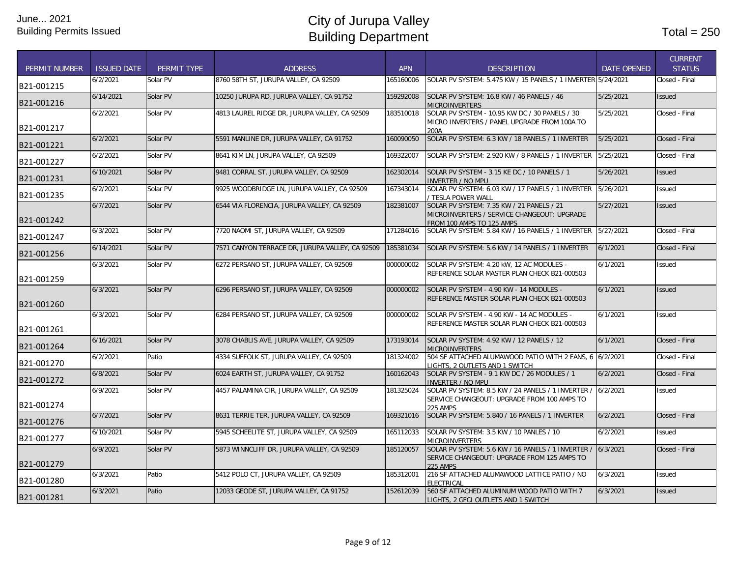June... 2021
Building Permits Issued

# City of Jurupa Valley
# Building Department

Total = 250

| PERMIT NUMBER | ISSUED DATE | PERMIT TYPE | ADDRESS | APN | DESCRIPTION | DATE OPENED | CURRENT STATUS |
|---|---|---|---|---|---|---|---|
| B21-001215 | 6/2/2021 | Solar PV | 8760 58TH ST, JURUPA VALLEY, CA 92509 | 165160006 | SOLAR PV SYSTEM: 5.475 KW / 15 PANELS / 1 INVERTER | 5/24/2021 | Closed - Final |
| B21-001216 | 6/14/2021 | Solar PV | 10250 JURUPA RD, JURUPA VALLEY, CA 91752 | 159292008 | SOLAR PV SYSTEM: 16.8 KW / 46 PANELS / 46 MICROINVERTERS | 5/25/2021 | Issued |
| B21-001217 | 6/2/2021 | Solar PV | 4813 LAUREL RIDGE DR, JURUPA VALLEY, CA 92509 | 183510018 | SOLAR PV SYSTEM - 10.95 KW DC / 30 PANELS / 30 MICRO INVERTERS / PANEL UPGRADE FROM 100A TO 200A | 5/25/2021 | Closed - Final |
| B21-001221 | 6/2/2021 | Solar PV | 5591 MANLINE DR, JURUPA VALLEY, CA 91752 | 160090050 | SOLAR PV SYSTEM: 6.3 KW / 18 PANELS / 1 INVERTER | 5/25/2021 | Closed - Final |
| B21-001227 | 6/2/2021 | Solar PV | 8641 KIM LN, JURUPA VALLEY, CA 92509 | 169322007 | SOLAR PV SYSTEM: 2.920 KW / 8 PANELS / 1 INVERTER | 5/25/2021 | Closed - Final |
| B21-001231 | 6/10/2021 | Solar PV | 9481 CORRAL ST, JURUPA VALLEY, CA 92509 | 162302014 | SOLAR PV SYSTEM - 3.15 KE DC / 10 PANELS / 1 INVERTER / NO MPU | 5/26/2021 | Issued |
| B21-001235 | 6/2/2021 | Solar PV | 9925 WOODBRIDGE LN, JURUPA VALLEY, CA 92509 | 167343014 | SOLAR PV SYSTEM: 6.03 KW / 17 PANELS / 1 INVERTER / TESLA POWER WALL | 5/26/2021 | Issued |
| B21-001242 | 6/7/2021 | Solar PV | 6544 VIA FLORENCIA, JURUPA VALLEY, CA 92509 | 182381007 | SOLAR PV SYSTEM: 7.35 KW / 21 PANELS / 21 MICROINVERTERS / SERVICE CHANGEOUT: UPGRADE FROM 100 AMPS TO 125 AMPS | 5/27/2021 | Issued |
| B21-001247 | 6/3/2021 | Solar PV | 7720 NAOMI ST, JURUPA VALLEY, CA 92509 | 171284016 | SOLAR PV SYSTEM: 5.84 KW / 16 PANELS / 1 INVERTER | 5/27/2021 | Closed - Final |
| B21-001256 | 6/14/2021 | Solar PV | 7571 CANYON TERRACE DR, JURUPA VALLEY, CA 92509 | 185381034 | SOLAR PV SYSTEM: 5.6 KW / 14 PANELS / 1 INVERTER | 6/1/2021 | Closed - Final |
| B21-001259 | 6/3/2021 | Solar PV | 6272 PERSANO ST, JURUPA VALLEY, CA 92509 | 000000002 | SOLAR PV SYSTEM: 4.20 kW, 12 AC MODULES - REFERENCE SOLAR MASTER PLAN CHECK B21-000503 | 6/1/2021 | Issued |
| B21-001260 | 6/3/2021 | Solar PV | 6296 PERSANO ST, JURUPA VALLEY, CA 92509 | 000000002 | SOLAR PV SYSTEM - 4.90 KW - 14 MODULES - REFERENCE MASTER SOLAR PLAN CHECK B21-000503 | 6/1/2021 | Issued |
| B21-001261 | 6/3/2021 | Solar PV | 6284 PERSANO ST, JURUPA VALLEY, CA 92509 | 000000002 | SOLAR PV SYSTEM - 4.90 KW - 14 AC MODULES - REFERENCE MASTER SOLAR PLAN CHECK B21-000503 | 6/1/2021 | Issued |
| B21-001264 | 6/16/2021 | Solar PV | 3078 CHABLIS AVE, JURUPA VALLEY, CA 92509 | 173193014 | SOLAR PV SYSTEM: 4.92 KW / 12 PANELS / 12 MICROINVERTERS | 6/1/2021 | Closed - Final |
| B21-001270 | 6/2/2021 | Patio | 4334 SUFFOLK ST, JURUPA VALLEY, CA 92509 | 181324002 | 504 SF ATTACHED ALUMAWOOD PATIO WITH 2 FANS, 6 LIGHTS, 2 OUTLETS AND 1 SWITCH | 6/2/2021 | Closed - Final |
| B21-001272 | 6/8/2021 | Solar PV | 6024 EARTH ST, JURUPA VALLEY, CA 91752 | 160162043 | SOLAR PV SYSTEM - 9.1 KW DC / 26 MODULES / 1 INVERTER / NO MPU | 6/2/2021 | Closed - Final |
| B21-001274 | 6/9/2021 | Solar PV | 4457 PALAMINA CIR, JURUPA VALLEY, CA 92509 | 181325024 | SOLAR PV SYSTEM: 8.5 KW / 24 PANELS / 1 INVERTER / SERVICE CHANGEOUT: UPGRADE FROM 100 AMPS TO 225 AMPS | 6/2/2021 | Issued |
| B21-001276 | 6/7/2021 | Solar PV | 8631 TERRIE TER, JURUPA VALLEY, CA 92509 | 169321016 | SOLAR PV SYSTEM: 5.840 / 16 PANELS / 1 INVERTER | 6/2/2021 | Closed - Final |
| B21-001277 | 6/10/2021 | Solar PV | 5945 SCHEELITE ST, JURUPA VALLEY, CA 92509 | 165112033 | SOLAR PV SYSTEM: 3.5 KW / 10 PANLES / 10 MICROINVERTERS | 6/2/2021 | Issued |
| B21-001279 | 6/9/2021 | Solar PV | 5873 WINNCLIFF DR, JURUPA VALLEY, CA 92509 | 185120057 | SOLAR PV SYSTEM: 5.6 KW / 16 PANELS / 1 INVERTER / SERVICE CHANGEOUT: UPGRADE FROM 125 AMPS TO 225 AMPS | 6/3/2021 | Closed - Final |
| B21-001280 | 6/3/2021 | Patio | 5412 POLO CT, JURUPA VALLEY, CA 92509 | 185312001 | 216 SF ATTACHED ALUMAWOOD LATTICE PATIO / NO ELECTRICAL | 6/3/2021 | Issued |
| B21-001281 | 6/3/2021 | Patio | 12033 GEODE ST, JURUPA VALLEY, CA 91752 | 152612039 | 560 SF ATTACHED ALUMINUM WOOD PATIO WITH 7 LIGHTS, 2 GFCI OUTLETS AND 1 SWITCH | 6/3/2021 | Issued |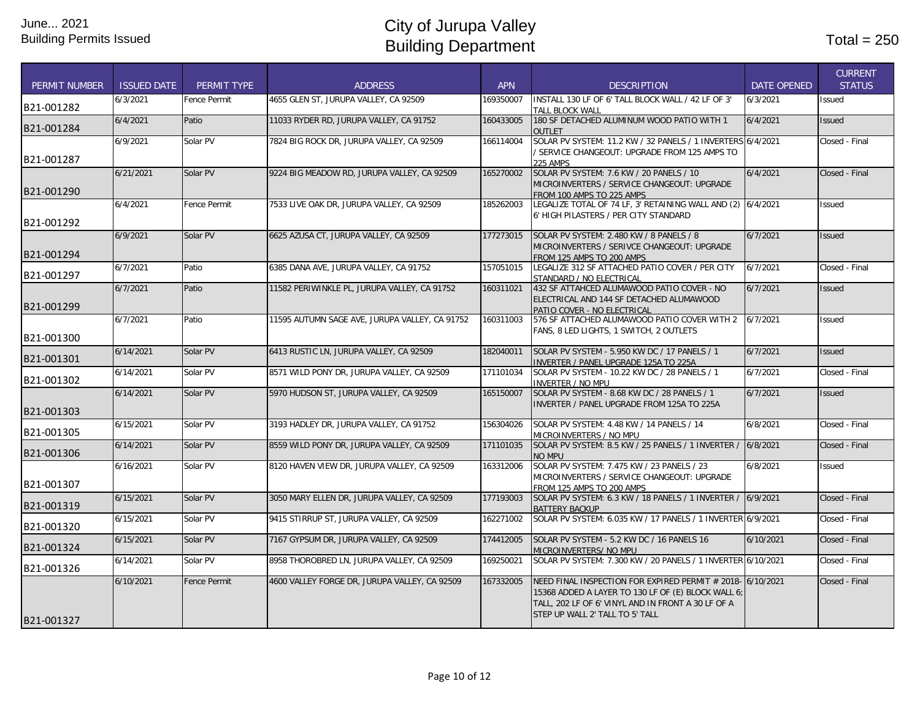June... 2021
Building Permits Issued

# City of Jurupa Valley
# Building Department

Total = 250

| PERMIT NUMBER | ISSUED DATE | PERMIT TYPE | ADDRESS | APN | DESCRIPTION | DATE OPENED | CURRENT STATUS |
|---|---|---|---|---|---|---|---|
| B21-001282 | 6/3/2021 | Fence Permit | 4655 GLEN ST, JURUPA VALLEY, CA 92509 | 169350007 | INSTALL 130 LF OF 6' TALL BLOCK WALL / 42 LF OF 3' TALL BLOCK WALL | 6/3/2021 | Issued |
| B21-001284 | 6/4/2021 | Patio | 11033 RYDER RD, JURUPA VALLEY, CA 91752 | 160433005 | 180 SF DETACHED ALUMINUM WOOD PATIO WITH 1 OUTLET | 6/4/2021 | Issued |
| B21-001287 | 6/9/2021 | Solar PV | 7824 BIG ROCK DR, JURUPA VALLEY, CA 92509 | 166114004 | SOLAR PV SYSTEM: 11.2 KW / 32 PANELS / 1 INVERTERS / SERVICE CHANGEOUT: UPGRADE FROM 125 AMPS TO 225 AMPS | 6/4/2021 | Closed - Final |
| B21-001290 | 6/21/2021 | Solar PV | 9224 BIG MEADOW RD, JURUPA VALLEY, CA 92509 | 165270002 | SOLAR PV SYSTEM: 7.6 KW / 20 PANELS / 10 MICROINVERTERS / SERVICE CHANGEOUT: UPGRADE FROM 100 AMPS TO 225 AMPS | 6/4/2021 | Closed - Final |
| B21-001292 | 6/4/2021 | Fence Permit | 7533 LIVE OAK DR, JURUPA VALLEY, CA 92509 | 185262003 | LEGALIZE TOTAL OF 74 LF, 3' RETAINING WALL AND (2) 6' HIGH PILASTERS / PER CITY STANDARD | 6/4/2021 | Issued |
| B21-001294 | 6/9/2021 | Solar PV | 6625 AZUSA CT, JURUPA VALLEY, CA 92509 | 177273015 | SOLAR PV SYSTEM: 2.480 KW / 8 PANELS / 8 MICROINVERTERS / SERIVCE CHANGEOUT: UPGRADE FROM 125 AMPS TO 200 AMPS | 6/7/2021 | Issued |
| B21-001297 | 6/7/2021 | Patio | 6385 DANA AVE, JURUPA VALLEY, CA 91752 | 157051015 | LEGALIZE 312 SF ATTACHED PATIO COVER / PER CITY STANDARD / NO ELECTRICAL | 6/7/2021 | Closed - Final |
| B21-001299 | 6/7/2021 | Patio | 11582 PERIWINKLE PL, JURUPA VALLEY, CA 91752 | 160311021 | 432 SF ATTAHCED ALUMAWOOD PATIO COVER - NO ELECTRICAL AND 144 SF DETACHED ALUMAWOOD PATIO COVER - NO ELECTRICAL | 6/7/2021 | Issued |
| B21-001300 | 6/7/2021 | Patio | 11595 AUTUMN SAGE AVE, JURUPA VALLEY, CA 91752 | 160311003 | 576 SF ATTACHED ALUMAWOOD PATIO COVER WITH 2 FANS, 8 LED LIGHTS, 1 SWITCH, 2 OUTLETS | 6/7/2021 | Issued |
| B21-001301 | 6/14/2021 | Solar PV | 6413 RUSTIC LN, JURUPA VALLEY, CA 92509 | 182040011 | SOLAR PV SYSTEM - 5.950 KW DC / 17 PANELS / 1 INVERTER / PANEL UPGRADE 125A TO 225A | 6/7/2021 | Issued |
| B21-001302 | 6/14/2021 | Solar PV | 8571 WILD PONY DR, JURUPA VALLEY, CA 92509 | 171101034 | SOLAR PV SYSTEM - 10.22 KW DC / 28 PANELS / 1 INVERTER / NO MPU | 6/7/2021 | Closed - Final |
| B21-001303 | 6/14/2021 | Solar PV | 5970 HUDSON ST, JURUPA VALLEY, CA 92509 | 165150007 | SOLAR PV SYSTEM - 8.68 KW DC / 28 PANELS / 1 INVERTER / PANEL UPGRADE FROM 125A TO 225A | 6/7/2021 | Issued |
| B21-001305 | 6/15/2021 | Solar PV | 3193 HADLEY DR, JURUPA VALLEY, CA 91752 | 156304026 | SOLAR PV SYSTEM: 4.48 KW / 14 PANELS / 14 MICROINVERTERS / NO MPU | 6/8/2021 | Closed - Final |
| B21-001306 | 6/14/2021 | Solar PV | 8559 WILD PONY DR, JURUPA VALLEY, CA 92509 | 171101035 | SOLAR PV SYSTEM: 8.5 KW / 25 PANELS / 1 INVERTER / NO MPU | 6/8/2021 | Closed - Final |
| B21-001307 | 6/16/2021 | Solar PV | 8120 HAVEN VIEW DR, JURUPA VALLEY, CA 92509 | 163312006 | SOLAR PV SYSTEM: 7.475 KW / 23 PANELS / 23 MICROINVERTERS / SERVICE CHANGEOUT: UPGRADE FROM 125 AMPS TO 200 AMPS | 6/8/2021 | Issued |
| B21-001319 | 6/15/2021 | Solar PV | 3050 MARY ELLEN DR, JURUPA VALLEY, CA 92509 | 177193003 | SOLAR PV SYSTEM: 6.3 KW / 18 PANELS / 1 INVERTER / BATTERY BACKUP | 6/9/2021 | Closed - Final |
| B21-001320 | 6/15/2021 | Solar PV | 9415 STIRRUP ST, JURUPA VALLEY, CA 92509 | 162271002 | SOLAR PV SYSTEM: 6.035 KW / 17 PANELS / 1 INVERTER | 6/9/2021 | Closed - Final |
| B21-001324 | 6/15/2021 | Solar PV | 7167 GYPSUM DR, JURUPA VALLEY, CA 92509 | 174412005 | SOLAR PV SYSTEM - 5.2 KW DC / 16 PANELS 16 MICROINVERTERS/ NO MPU | 6/10/2021 | Closed - Final |
| B21-001326 | 6/14/2021 | Solar PV | 8958 THOROBRED LN, JURUPA VALLEY, CA 92509 | 169250021 | SOLAR PV SYSTEM: 7.300 KW / 20 PANELS / 1 INVERTER | 6/10/2021 | Closed - Final |
| B21-001327 | 6/10/2021 | Fence Permit | 4600 VALLEY FORGE DR, JURUPA VALLEY, CA 92509 | 167332005 | NEED FINAL INSPECTION FOR EXPIRED PERMIT # 2018-15368 ADDED A LAYER TO 130 LF OF (E) BLOCK WALL 6; TALL, 202 LF OF 6' VINYL AND IN FRONT A 30 LF OF A STEP UP WALL 2' TALL TO 5' TALL | 6/10/2021 | Closed - Final |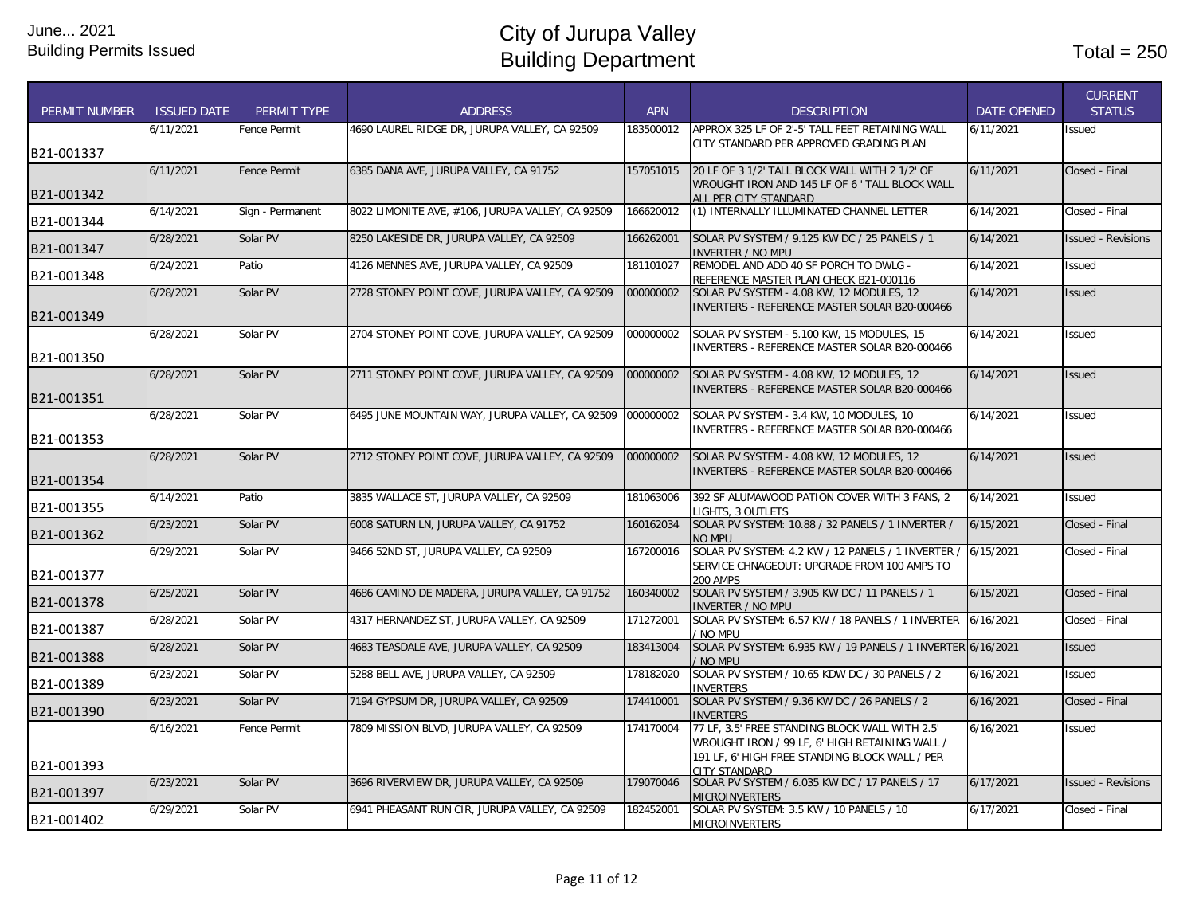June... 2021
Building Permits Issued

# City of Jurupa Valley
# Building Department

Total = 250

| PERMIT NUMBER | ISSUED DATE | PERMIT TYPE | ADDRESS | APN | DESCRIPTION | DATE OPENED | CURRENT STATUS |
|---|---|---|---|---|---|---|---|
| B21-001337 | 6/11/2021 | Fence Permit | 4690 LAUREL RIDGE DR, JURUPA VALLEY, CA 92509 | 183500012 | APPROX 325 LF OF 2'-5' TALL FEET RETAINING WALL CITY STANDARD PER APPROVED GRADING PLAN | 6/11/2021 | Issued |
| B21-001342 | 6/11/2021 | Fence Permit | 6385 DANA AVE, JURUPA VALLEY, CA 91752 | 157051015 | 20 LF OF 3 1/2' TALL BLOCK WALL WITH 2 1/2' OF WROUGHT IRON AND 145 LF OF 6 ' TALL BLOCK WALL ALL PER CITY STANDARD | 6/11/2021 | Closed - Final |
| B21-001344 | 6/14/2021 | Sign - Permanent | 8022 LIMONITE AVE, #106, JURUPA VALLEY, CA 92509 | 166620012 | (1) INTERNALLY ILLUMINATED CHANNEL LETTER | 6/14/2021 | Closed - Final |
| B21-001347 | 6/28/2021 | Solar PV | 8250 LAKESIDE DR, JURUPA VALLEY, CA 92509 | 166262001 | SOLAR PV SYSTEM / 9.125 KW DC / 25 PANELS / 1 INVERTER / NO MPU | 6/14/2021 | Issued - Revisions |
| B21-001348 | 6/24/2021 | Patio | 4126 MENNES AVE, JURUPA VALLEY, CA 92509 | 181101027 | REMODEL AND ADD 40 SF PORCH TO DWLG - REFERENCE MASTER PLAN CHECK B21-000116 | 6/14/2021 | Issued |
| B21-001349 | 6/28/2021 | Solar PV | 2728 STONEY POINT COVE, JURUPA VALLEY, CA 92509 | 000000002 | SOLAR PV SYSTEM - 4.08 KW, 12 MODULES, 12 INVERTERS - REFERENCE MASTER SOLAR B20-000466 | 6/14/2021 | Issued |
| B21-001350 | 6/28/2021 | Solar PV | 2704 STONEY POINT COVE, JURUPA VALLEY, CA 92509 | 000000002 | SOLAR PV SYSTEM - 5.100 KW, 15 MODULES, 15 INVERTERS - REFERENCE MASTER SOLAR B20-000466 | 6/14/2021 | Issued |
| B21-001351 | 6/28/2021 | Solar PV | 2711 STONEY POINT COVE, JURUPA VALLEY, CA 92509 | 000000002 | SOLAR PV SYSTEM - 4.08 KW, 12 MODULES, 12 INVERTERS - REFERENCE MASTER SOLAR B20-000466 | 6/14/2021 | Issued |
| B21-001353 | 6/28/2021 | Solar PV | 6495 JUNE MOUNTAIN WAY, JURUPA VALLEY, CA 92509 | 000000002 | SOLAR PV SYSTEM - 3.4 KW, 10 MODULES, 10 INVERTERS - REFERENCE MASTER SOLAR B20-000466 | 6/14/2021 | Issued |
| B21-001354 | 6/28/2021 | Solar PV | 2712 STONEY POINT COVE, JURUPA VALLEY, CA 92509 | 000000002 | SOLAR PV SYSTEM - 4.08 KW, 12 MODULES, 12 INVERTERS - REFERENCE MASTER SOLAR B20-000466 | 6/14/2021 | Issued |
| B21-001355 | 6/14/2021 | Patio | 3835 WALLACE ST, JURUPA VALLEY, CA 92509 | 181063006 | 392 SF ALUMAWOOD PATION COVER WITH 3 FANS, 2 LIGHTS, 3 OUTLETS | 6/14/2021 | Issued |
| B21-001362 | 6/23/2021 | Solar PV | 6008 SATURN LN, JURUPA VALLEY, CA 91752 | 160162034 | SOLAR PV SYSTEM: 10.88 / 32 PANELS / 1 INVERTER / NO MPU | 6/15/2021 | Closed - Final |
| B21-001377 | 6/29/2021 | Solar PV | 9466 52ND ST, JURUPA VALLEY, CA 92509 | 167200016 | SOLAR PV SYSTEM: 4.2 KW / 12 PANELS / 1 INVERTER / SERVICE CHNAGEOUT: UPGRADE FROM 100 AMPS TO 200 AMPS | 6/15/2021 | Closed - Final |
| B21-001378 | 6/25/2021 | Solar PV | 4686 CAMINO DE MADERA, JURUPA VALLEY, CA 91752 | 160340002 | SOLAR PV SYSTEM / 3.905 KW DC / 11 PANELS / 1 INVERTER / NO MPU | 6/15/2021 | Closed - Final |
| B21-001387 | 6/28/2021 | Solar PV | 4317 HERNANDEZ ST, JURUPA VALLEY, CA 92509 | 171272001 | SOLAR PV SYSTEM: 6.57 KW / 18 PANELS / 1 INVERTER / NO MPU | 6/16/2021 | Closed - Final |
| B21-001388 | 6/28/2021 | Solar PV | 4683 TEASDALE AVE, JURUPA VALLEY, CA 92509 | 183413004 | SOLAR PV SYSTEM: 6.935 KW / 19 PANELS / 1 INVERTER / NO MPU | 6/16/2021 | Issued |
| B21-001389 | 6/23/2021 | Solar PV | 5288 BELL AVE, JURUPA VALLEY, CA 92509 | 178182020 | SOLAR PV SYSTEM / 10.65 KDW DC / 30 PANELS / 2 INVERTERS | 6/16/2021 | Issued |
| B21-001390 | 6/23/2021 | Solar PV | 7194 GYPSUM DR, JURUPA VALLEY, CA 92509 | 174410001 | SOLAR PV SYSTEM / 9.36 KW DC / 26 PANELS / 2 INVERTERS | 6/16/2021 | Closed - Final |
| B21-001393 | 6/16/2021 | Fence Permit | 7809 MISSION BLVD, JURUPA VALLEY, CA 92509 | 174170004 | 77 LF, 3.5' FREE STANDING BLOCK WALL WITH 2.5' WROUGHT IRON / 99 LF, 6' HIGH RETAINING WALL / 191 LF, 6' HIGH FREE STANDING BLOCK WALL / PER CITY STANDARD | 6/16/2021 | Issued |
| B21-001397 | 6/23/2021 | Solar PV | 3696 RIVERVIEW DR, JURUPA VALLEY, CA 92509 | 179070046 | SOLAR PV SYSTEM / 6.035 KW DC / 17 PANELS / 17 MICROINVERTERS | 6/17/2021 | Issued - Revisions |
| B21-001402 | 6/29/2021 | Solar PV | 6941 PHEASANT RUN CIR, JURUPA VALLEY, CA 92509 | 182452001 | SOLAR PV SYSTEM: 3.5 KW / 10 PANELS / 10 MICROINVERTERS | 6/17/2021 | Closed - Final |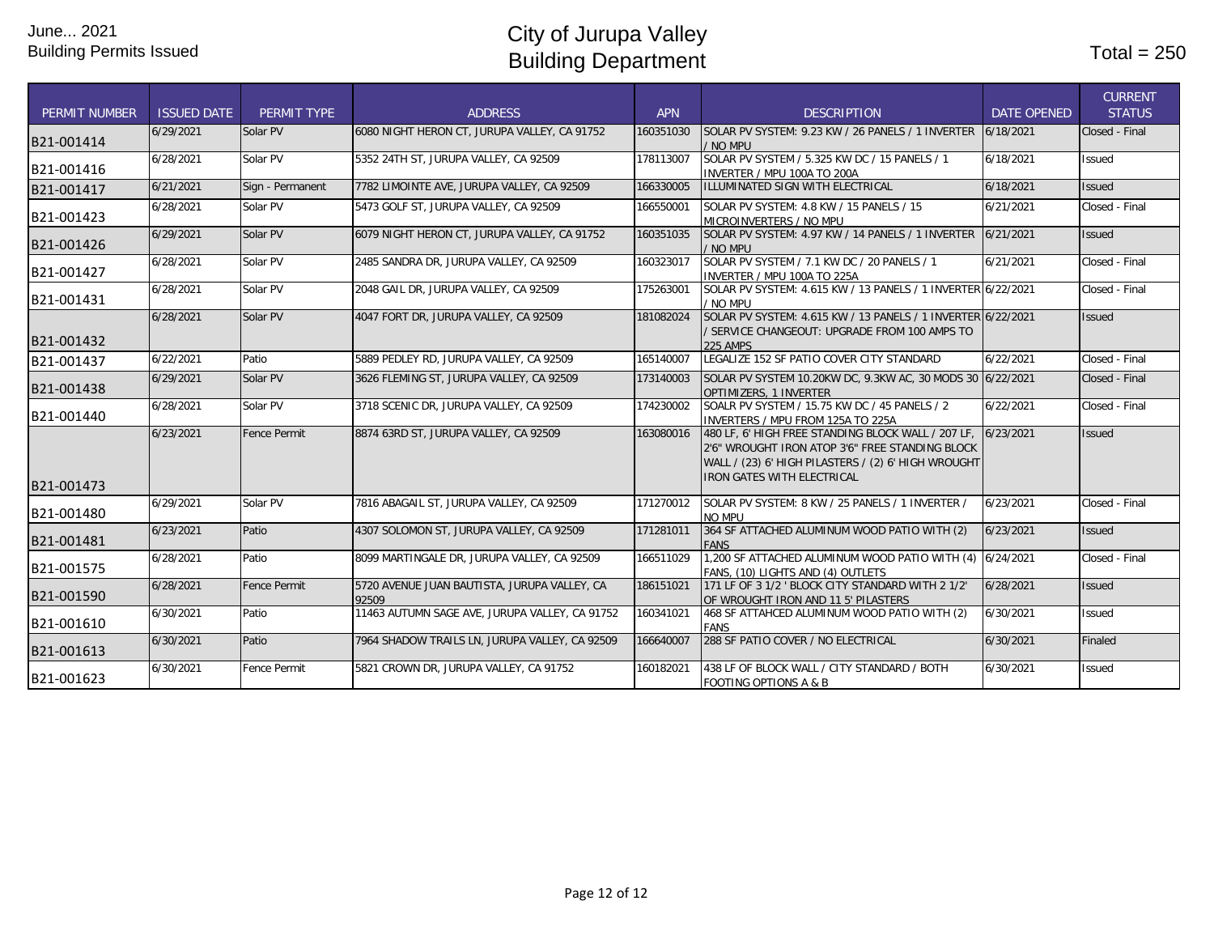June... 2021
Building Permits Issued

# City of Jurupa Valley
# Building Department

Total = 250

| PERMIT NUMBER | ISSUED DATE | PERMIT TYPE | ADDRESS | APN | DESCRIPTION | DATE OPENED | CURRENT STATUS |
|---|---|---|---|---|---|---|---|
| B21-001414 | 6/29/2021 | Solar PV | 6080 NIGHT HERON CT, JURUPA VALLEY, CA 91752 | 160351030 | SOLAR PV SYSTEM: 9.23 KW / 26 PANELS / 1 INVERTER / NO MPU | 6/18/2021 | Closed - Final |
| B21-001416 | 6/28/2021 | Solar PV | 5352 24TH ST, JURUPA VALLEY, CA 92509 | 178113007 | SOLAR PV SYSTEM / 5.325 KW DC / 15 PANELS / 1 INVERTER / MPU 100A TO 200A | 6/18/2021 | Issued |
| B21-001417 | 6/21/2021 | Sign - Permanent | 7782 LIMOINTE AVE, JURUPA VALLEY, CA 92509 | 166330005 | ILLUMINATED SIGN WITH ELECTRICAL | 6/18/2021 | Issued |
| B21-001423 | 6/28/2021 | Solar PV | 5473 GOLF ST, JURUPA VALLEY, CA 92509 | 166550001 | SOLAR PV SYSTEM: 4.8 KW / 15 PANELS / 15 MICROINVERTERS / NO MPU | 6/21/2021 | Closed - Final |
| B21-001426 | 6/29/2021 | Solar PV | 6079 NIGHT HERON CT, JURUPA VALLEY, CA 91752 | 160351035 | SOLAR PV SYSTEM: 4.97 KW / 14 PANELS / 1 INVERTER / NO MPU | 6/21/2021 | Issued |
| B21-001427 | 6/28/2021 | Solar PV | 2485 SANDRA DR, JURUPA VALLEY, CA 92509 | 160323017 | SOLAR PV SYSTEM / 7.1 KW DC / 20 PANELS / 1 INVERTER / MPU 100A TO 225A | 6/21/2021 | Closed - Final |
| B21-001431 | 6/28/2021 | Solar PV | 2048 GAIL DR, JURUPA VALLEY, CA 92509 | 175263001 | SOLAR PV SYSTEM: 4.615 KW / 13 PANELS / 1 INVERTER / NO MPU | 6/22/2021 | Closed - Final |
| B21-001432 | 6/28/2021 | Solar PV | 4047 FORT DR, JURUPA VALLEY, CA 92509 | 181082024 | SOLAR PV SYSTEM: 4.615 KW / 13 PANELS / 1 INVERTER / SERVICE CHANGEOUT: UPGRADE FROM 100 AMPS TO 225 AMPS | 6/22/2021 | Issued |
| B21-001437 | 6/22/2021 | Patio | 5889 PEDLEY RD, JURUPA VALLEY, CA 92509 | 165140007 | LEGALIZE 152 SF PATIO COVER CITY STANDARD | 6/22/2021 | Closed - Final |
| B21-001438 | 6/29/2021 | Solar PV | 3626 FLEMING ST, JURUPA VALLEY, CA 92509 | 173140003 | SOLAR PV SYSTEM 10.20KW DC, 9.3KW AC, 30 MODS 30 OPTIMIZERS, 1 INVERTER | 6/22/2021 | Closed - Final |
| B21-001440 | 6/28/2021 | Solar PV | 3718 SCENIC DR, JURUPA VALLEY, CA 92509 | 174230002 | SOALR PV SYSTEM / 15.75 KW DC / 45 PANELS / 2 INVERTERS / MPU FROM 125A TO 225A | 6/22/2021 | Closed - Final |
| B21-001473 | 6/23/2021 | Fence Permit | 8874 63RD ST, JURUPA VALLEY, CA 92509 | 163080016 | 480 LF, 6' HIGH FREE STANDING BLOCK WALL / 207 LF, 2'6" WROUGHT IRON ATOP 3'6" FREE STANDING BLOCK WALL / (23) 6' HIGH PILASTERS / (2) 6' HIGH WROUGHT IRON GATES WITH ELECTRICAL | 6/23/2021 | Issued |
| B21-001480 | 6/29/2021 | Solar PV | 7816 ABAGAIL ST, JURUPA VALLEY, CA 92509 | 171270012 | SOLAR PV SYSTEM: 8 KW / 25 PANELS / 1 INVERTER / NO MPU | 6/23/2021 | Closed - Final |
| B21-001481 | 6/23/2021 | Patio | 4307 SOLOMON ST, JURUPA VALLEY, CA 92509 | 171281011 | 364 SF ATTACHED ALUMINUM WOOD PATIO WITH (2) FANS | 6/23/2021 | Issued |
| B21-001575 | 6/28/2021 | Patio | 8099 MARTINGALE DR, JURUPA VALLEY, CA 92509 | 166511029 | 1,200 SF ATTACHED ALUMINUM WOOD PATIO WITH (4) FANS, (10) LIGHTS AND (4) OUTLETS | 6/24/2021 | Closed - Final |
| B21-001590 | 6/28/2021 | Fence Permit | 5720 AVENUE JUAN BAUTISTA, JURUPA VALLEY, CA 92509 | 186151021 | 171 LF OF 3 1/2 ' BLOCK CITY STANDARD WITH 2 1/2' OF WROUGHT IRON AND 11 5' PILASTERS | 6/28/2021 | Issued |
| B21-001610 | 6/30/2021 | Patio | 11463 AUTUMN SAGE AVE, JURUPA VALLEY, CA 91752 | 160341021 | 468 SF ATTAHCED ALUMINUM WOOD PATIO WITH (2) FANS | 6/30/2021 | Issued |
| B21-001613 | 6/30/2021 | Patio | 7964 SHADOW TRAILS LN, JURUPA VALLEY, CA 92509 | 166640007 | 288 SF PATIO COVER / NO ELECTRICAL | 6/30/2021 | Finaled |
| B21-001623 | 6/30/2021 | Fence Permit | 5821 CROWN DR, JURUPA VALLEY, CA 91752 | 160182021 | 438 LF OF BLOCK WALL / CITY STANDARD / BOTH FOOTING OPTIONS A & B | 6/30/2021 | Issued |